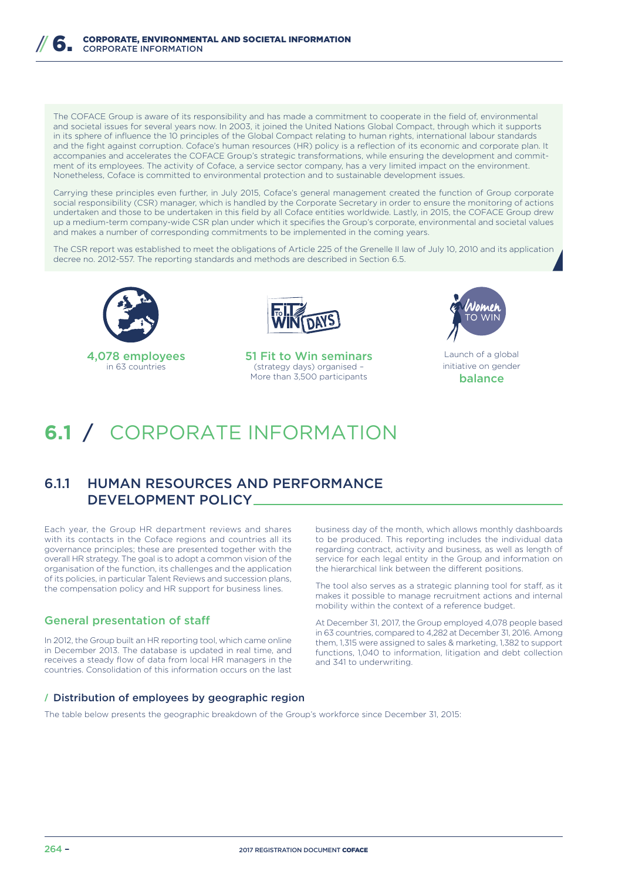The COFACE Group is aware of its responsibility and has made a commitment to cooperate in the field of, environmental and societal issues for several years now. In 2003, it joined the United Nations Global Compact, through which it supports in its sphere of influence the 10 principles of the Global Compact relating to human rights, international labour standards and the fight against corruption. Coface's human resources (HR) policy is a reflection of its economic and corporate plan. It accompanies and accelerates the COFACE Group's strategic transformations, while ensuring the development and commitment of its employees. The activity of Coface, a service sector company, has a very limited impact on the environment. Nonetheless, Coface is committed to environmental protection and to sustainable development issues.

Carrying these principles even further, in July 2015, Coface's general management created the function of Group corporate social responsibility (CSR) manager, which is handled by the Corporate Secretary in order to ensure the monitoring of actions undertaken and those to be undertaken in this field by all Coface entities worldwide. Lastly, in 2015, the COFACE Group drew up a medium-term company-wide CSR plan under which it specifies the Group's corporate, environmental and societal values and makes a number of corresponding commitments to be implemented in the coming years.

The CSR report was established to meet the obligations of Article 225 of the Grenelle II law of July 10, 2010 and its application decree no. 2012-557. The reporting standards and methods are described in Section 6.5.

**4,078 employees** in 63 countries

**51 Fit to Win seminars** (strategy days) organised – More than 3,500 participants

Launch of a global initiative on gender **balance**

# 6.1 / CORPORATE INFORMATION

## 6.1.1 HUMAN RESOURCES AND PERFORMANCE DEVELOPMENT POLICY

Each year, the Group HR department reviews and shares with its contacts in the Coface regions and countries all its governance principles; these are presented together with the overall HR strategy. The goal is to adopt a common vision of the organisation of the function, its challenges and the application of its policies, in particular Talent Reviews and succession plans, the compensation policy and HR support for business lines.

### General presentation of staff

In 2012, the Group built an HR reporting tool, which came online in December 2013. The database is updated in real time, and receives a steady flow of data from local HR managers in the countries. Consolidation of this information occurs on the last business day of the month, which allows monthly dashboards to be produced. This reporting includes the individual data regarding contract, activity and business, as well as length of service for each legal entity in the Group and information on the hierarchical link between the different positions.

The tool also serves as a strategic planning tool for staff, as it makes it possible to manage recruitment actions and internal mobility within the context of a reference budget.

At December 31, 2017, the Group employed 4,078 people based in 63 countries, compared to 4,282 at December 31, 2016. Among them, 1,315 were assigned to sales & marketing, 1,382 to support functions, 1,040 to information, litigation and debt collection and 341 to underwriting.

#### / Distribution of employees by geographic region

The table below presents the geographic breakdown of the Group's workforce since December 31, 2015: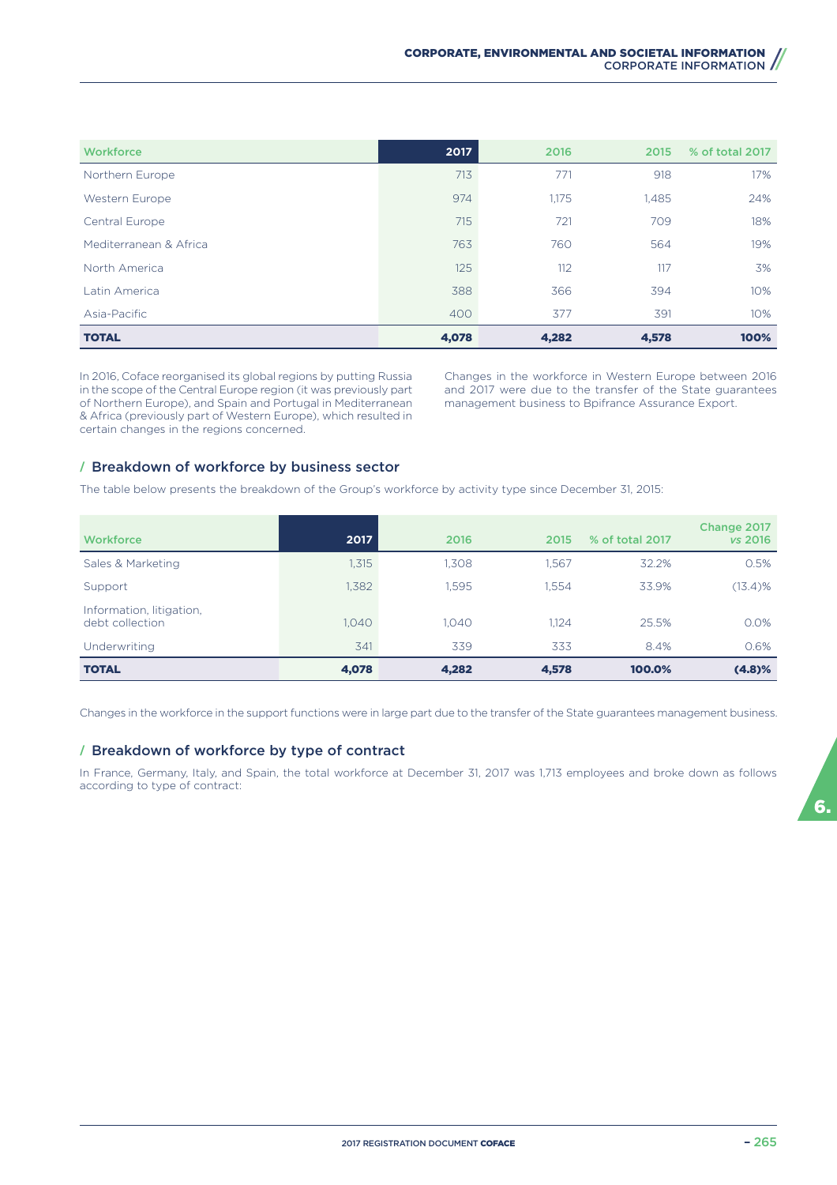| Workforce | 2017 | 2016 | 2015 | % of total 2017 |
|---|---|---|---|---|
| Northern Europe | 713 | 771 | 918 | 17% |
| Western Europe | 974 | 1,175 | 1,485 | 24% |
| Central Europe | 715 | 721 | 709 | 18% |
| Mediterranean & Africa | 763 | 760 | 564 | 19% |
| North America | 125 | 112 | 117 | 3% |
| Latin America | 388 | 366 | 394 | 10% |
| Asia-Pacific | 400 | 377 | 391 | 10% |
| **TOTAL** | **4,078** | **4,282** | **4,578** | **100%** |

In 2016, Coface reorganised its global regions by putting Russia in the scope of the Central Europe region (it was previously part of Northern Europe), and Spain and Portugal in Mediterranean & Africa (previously part of Western Europe), which resulted in certain changes in the regions concerned.

Changes in the workforce in Western Europe between 2016 and 2017 were due to the transfer of the State guarantees management business to Bpifrance Assurance Export.

## / Breakdown of workforce by business sector

The table below presents the breakdown of the Group's workforce by activity type since December 31, 2015:

| Workforce | 2017 | 2016 | 2015 | % of total 2017 | Change 2017 *vs* 2016 |
|---|---|---|---|---|---|
| Sales & Marketing | 1,315 | 1,308 | 1,567 | 32.2% | 0.5% |
| Support | 1,382 | 1,595 | 1,554 | 33.9% | (13.4)% |
| Information, litigation, debt collection | 1,040 | 1,040 | 1,124 | 25.5% | 0.0% |
| Underwriting | 341 | 339 | 333 | 8.4% | 0.6% |
| **TOTAL** | **4,078** | **4,282** | **4,578** | **100.0%** | **(4.8)%** |

Changes in the workforce in the support functions were in large part due to the transfer of the State guarantees management business.

## / Breakdown of workforce by type of contract

In France, Germany, Italy, and Spain, the total workforce at December 31, 2017 was 1,713 employees and broke down as follows according to type of contract: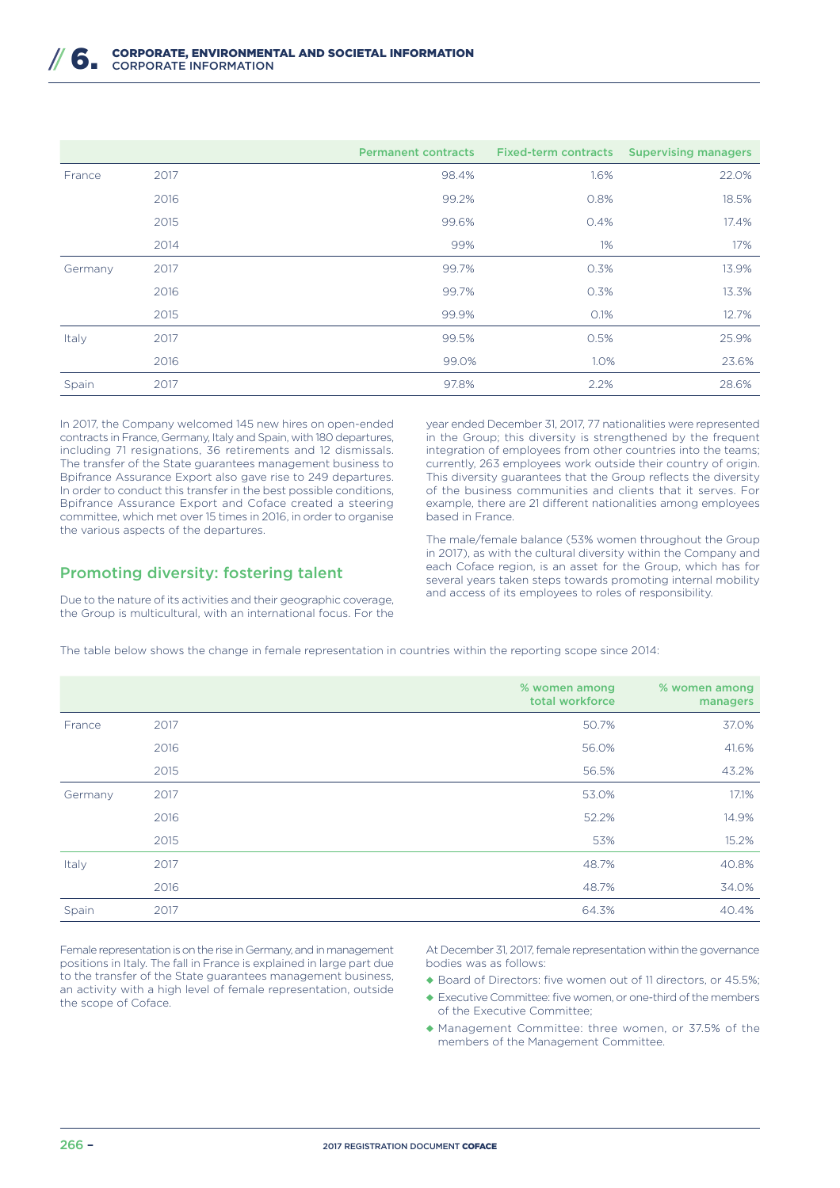| | | Permanent contracts | Fixed-term contracts | Supervising managers |
|---|---|---|---|---|
| France | 2017 | 98.4% | 1.6% | 22.0% |
| | 2016 | 99.2% | 0.8% | 18.5% |
| | 2015 | 99.6% | 0.4% | 17.4% |
| | 2014 | 99% | 1% | 17% |
| Germany | 2017 | 99.7% | 0.3% | 13.9% |
| | 2016 | 99.7% | 0.3% | 13.3% |
| | 2015 | 99.9% | 0.1% | 12.7% |
| Italy | 2017 | 99.5% | 0.5% | 25.9% |
| | 2016 | 99.0% | 1.0% | 23.6% |
| Spain | 2017 | 97.8% | 2.2% | 28.6% |

In 2017, the Company welcomed 145 new hires on open-ended contracts in France, Germany, Italy and Spain, with 180 departures, including 71 resignations, 36 retirements and 12 dismissals. The transfer of the State guarantees management business to Bpifrance Assurance Export also gave rise to 249 departures. In order to conduct this transfer in the best possible conditions, Bpifrance Assurance Export and Coface created a steering committee, which met over 15 times in 2016, in order to organise the various aspects of the departures.

## Promoting diversity: fostering talent

Due to the nature of its activities and their geographic coverage, the Group is multicultural, with an international focus. For the year ended December 31, 2017, 77 nationalities were represented in the Group; this diversity is strengthened by the frequent integration of employees from other countries into the teams; currently, 263 employees work outside their country of origin. This diversity guarantees that the Group reflects the diversity of the business communities and clients that it serves. For example, there are 21 different nationalities among employees based in France.

The male/female balance (53% women throughout the Group in 2017), as with the cultural diversity within the Company and each Coface region, is an asset for the Group, which has for several years taken steps towards promoting internal mobility and access of its employees to roles of responsibility.

The table below shows the change in female representation in countries within the reporting scope since 2014:

| | | % women among total workforce | % women among managers |
|---|---|---|---|
| France | 2017 | 50.7% | 37.0% |
| | 2016 | 56.0% | 41.6% |
| | 2015 | 56.5% | 43.2% |
| Germany | 2017 | 53.0% | 17.1% |
| | 2016 | 52.2% | 14.9% |
| | 2015 | 53% | 15.2% |
| Italy | 2017 | 48.7% | 40.8% |
| | 2016 | 48.7% | 34.0% |
| Spain | 2017 | 64.3% | 40.4% |

Female representation is on the rise in Germany, and in management positions in Italy. The fall in France is explained in large part due to the transfer of the State guarantees management business, an activity with a high level of female representation, outside the scope of Coface.

At December 31, 2017, female representation within the governance bodies was as follows:

- Board of Directors: five women out of 11 directors, or 45.5%;
- Executive Committee: five women, or one-third of the members of the Executive Committee;
- Management Committee: three women, or 37.5% of the members of the Management Committee.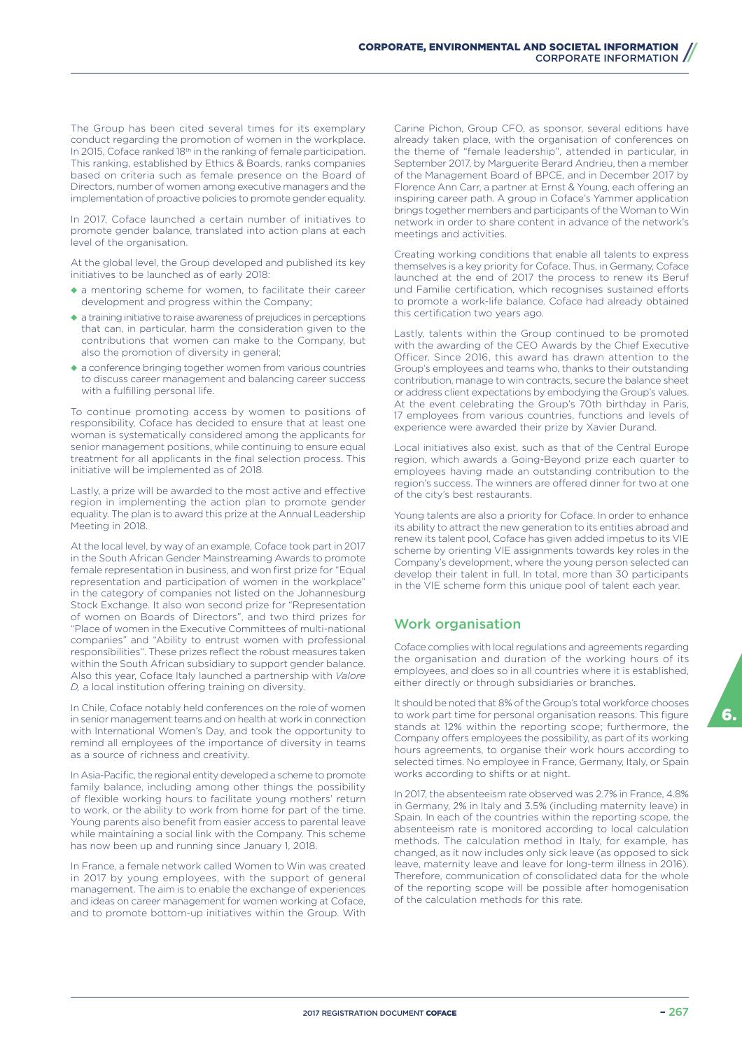The Group has been cited several times for its exemplary conduct regarding the promotion of women in the workplace. In 2015, Coface ranked 18th in the ranking of female participation. This ranking, established by Ethics & Boards, ranks companies based on criteria such as female presence on the Board of Directors, number of women among executive managers and the implementation of proactive policies to promote gender equality.

In 2017, Coface launched a certain number of initiatives to promote gender balance, translated into action plans at each level of the organisation.

At the global level, the Group developed and published its key initiatives to be launched as of early 2018:

- a mentoring scheme for women, to facilitate their career development and progress within the Company;
- a training initiative to raise awareness of prejudices in perceptions that can, in particular, harm the consideration given to the contributions that women can make to the Company, but also the promotion of diversity in general;
- a conference bringing together women from various countries to discuss career management and balancing career success with a fulfilling personal life.

To continue promoting access by women to positions of responsibility, Coface has decided to ensure that at least one woman is systematically considered among the applicants for senior management positions, while continuing to ensure equal treatment for all applicants in the final selection process. This initiative will be implemented as of 2018.

Lastly, a prize will be awarded to the most active and effective region in implementing the action plan to promote gender equality. The plan is to award this prize at the Annual Leadership Meeting in 2018.

At the local level, by way of an example, Coface took part in 2017 in the South African Gender Mainstreaming Awards to promote female representation in business, and won first prize for "Equal representation and participation of women in the workplace" in the category of companies not listed on the Johannesburg Stock Exchange. It also won second prize for "Representation of women on Boards of Directors", and two third prizes for "Place of women in the Executive Committees of multi-national companies" and "Ability to entrust women with professional responsibilities". These prizes reflect the robust measures taken within the South African subsidiary to support gender balance. Also this year, Coface Italy launched a partnership with *Valore D*, a local institution offering training on diversity.

In Chile, Coface notably held conferences on the role of women in senior management teams and on health at work in connection with International Women's Day, and took the opportunity to remind all employees of the importance of diversity in teams as a source of richness and creativity.

In Asia-Pacific, the regional entity developed a scheme to promote family balance, including among other things the possibility of flexible working hours to facilitate young mothers' return to work, or the ability to work from home for part of the time. Young parents also benefit from easier access to parental leave while maintaining a social link with the Company. This scheme has now been up and running since January 1, 2018.

In France, a female network called Women to Win was created in 2017 by young employees, with the support of general management. The aim is to enable the exchange of experiences and ideas on career management for women working at Coface, and to promote bottom-up initiatives within the Group. With Carine Pichon, Group CFO, as sponsor, several editions have already taken place, with the organisation of conferences on the theme of "female leadership", attended in particular, in September 2017, by Marguerite Berard Andrieu, then a member of the Management Board of BPCE, and in December 2017 by Florence Ann Carr, a partner at Ernst & Young, each offering an inspiring career path. A group in Coface's Yammer application brings together members and participants of the Woman to Win network in order to share content in advance of the network's meetings and activities.

Creating working conditions that enable all talents to express themselves is a key priority for Coface. Thus, in Germany, Coface launched at the end of 2017 the process to renew its Beruf und Familie certification, which recognises sustained efforts to promote a work-life balance. Coface had already obtained this certification two years ago.

Lastly, talents within the Group continued to be promoted with the awarding of the CEO Awards by the Chief Executive Officer. Since 2016, this award has drawn attention to the Group's employees and teams who, thanks to their outstanding contribution, manage to win contracts, secure the balance sheet or address client expectations by embodying the Group's values. At the event celebrating the Group's 70th birthday in Paris, 17 employees from various countries, functions and levels of experience were awarded their prize by Xavier Durand.

Local initiatives also exist, such as that of the Central Europe region, which awards a Going-Beyond prize each quarter to employees having made an outstanding contribution to the region's success. The winners are offered dinner for two at one of the city's best restaurants.

Young talents are also a priority for Coface. In order to enhance its ability to attract the new generation to its entities abroad and renew its talent pool, Coface has given added impetus to its VIE scheme by orienting VIE assignments towards key roles in the Company's development, where the young person selected can develop their talent in full. In total, more than 30 participants in the VIE scheme form this unique pool of talent each year.

## Work organisation

Coface complies with local regulations and agreements regarding the organisation and duration of the working hours of its employees, and does so in all countries where it is established, either directly or through subsidiaries or branches.

It should be noted that 8% of the Group's total workforce chooses to work part time for personal organisation reasons. This figure stands at 12% within the reporting scope; furthermore, the Company offers employees the possibility, as part of its working hours agreements, to organise their work hours according to selected times. No employee in France, Germany, Italy, or Spain works according to shifts or at night.

In 2017, the absenteeism rate observed was 2.7% in France, 4.8% in Germany, 2% in Italy and 3.5% (including maternity leave) in Spain. In each of the countries within the reporting scope, the absenteeism rate is monitored according to local calculation methods. The calculation method in Italy, for example, has changed, as it now includes only sick leave (as opposed to sick leave, maternity leave and leave for long-term illness in 2016). Therefore, communication of consolidated data for the whole of the reporting scope will be possible after homogenisation of the calculation methods for this rate.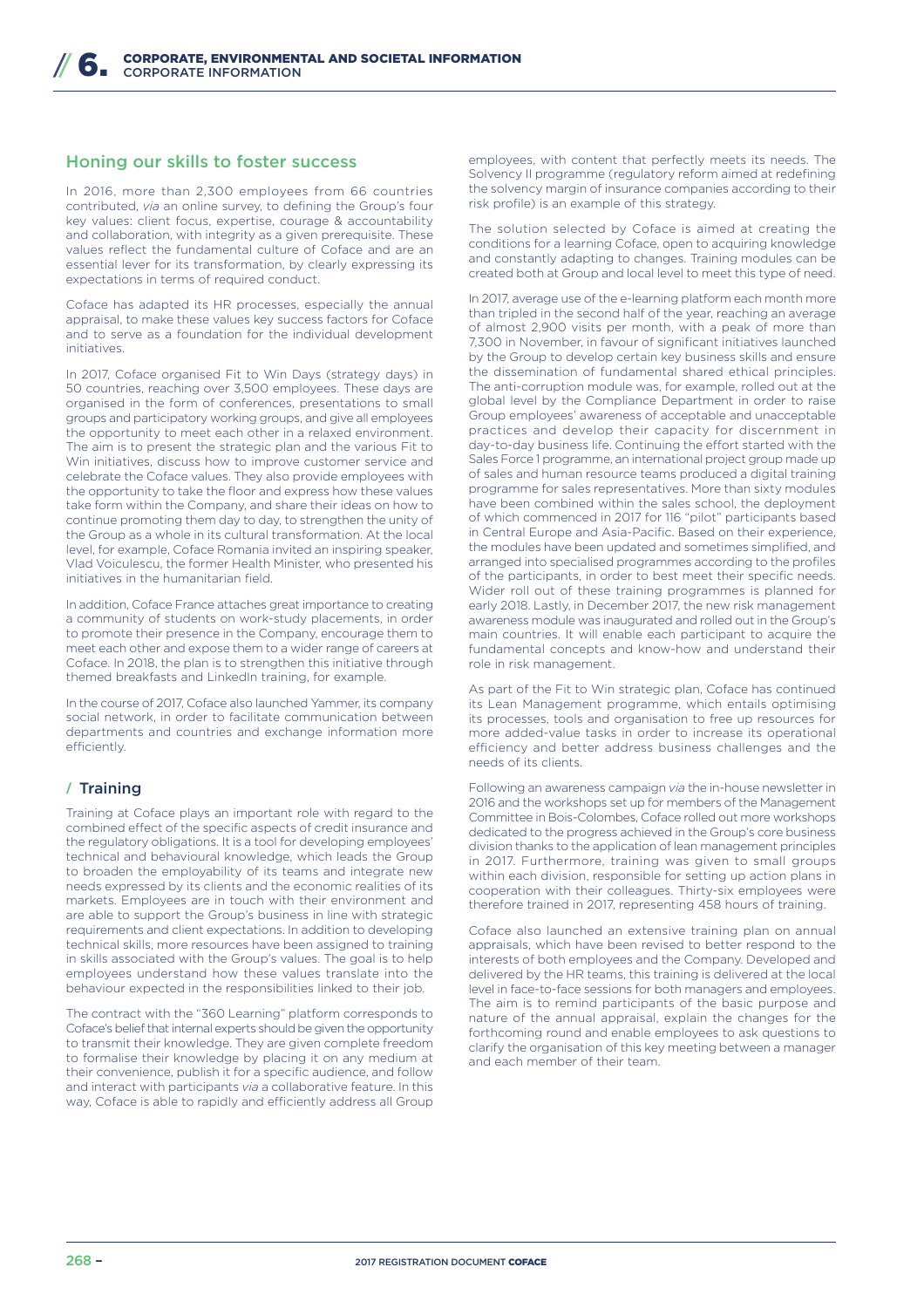## Honing our skills to foster success

In 2016, more than 2,300 employees from 66 countries contributed, *via* an online survey, to defining the Group's four key values: client focus, expertise, courage & accountability and collaboration, with integrity as a given prerequisite. These values reflect the fundamental culture of Coface and are an essential lever for its transformation, by clearly expressing its expectations in terms of required conduct.

Coface has adapted its HR processes, especially the annual appraisal, to make these values key success factors for Coface and to serve as a foundation for the individual development initiatives.

In 2017, Coface organised Fit to Win Days (strategy days) in 50 countries, reaching over 3,500 employees. These days are organised in the form of conferences, presentations to small groups and participatory working groups, and give all employees the opportunity to meet each other in a relaxed environment. The aim is to present the strategic plan and the various Fit to Win initiatives, discuss how to improve customer service and celebrate the Coface values. They also provide employees with the opportunity to take the floor and express how these values take form within the Company, and share their ideas on how to continue promoting them day to day, to strengthen the unity of the Group as a whole in its cultural transformation. At the local level, for example, Coface Romania invited an inspiring speaker, Vlad Voiculescu, the former Health Minister, who presented his initiatives in the humanitarian field.

In addition, Coface France attaches great importance to creating a community of students on work-study placements, in order to promote their presence in the Company, encourage them to meet each other and expose them to a wider range of careers at Coface. In 2018, the plan is to strengthen this initiative through themed breakfasts and LinkedIn training, for example.

In the course of 2017, Coface also launched Yammer, its company social network, in order to facilitate communication between departments and countries and exchange information more efficiently.

### / Training

Training at Coface plays an important role with regard to the combined effect of the specific aspects of credit insurance and the regulatory obligations. It is a tool for developing employees' technical and behavioural knowledge, which leads the Group to broaden the employability of its teams and integrate new needs expressed by its clients and the economic realities of its markets. Employees are in touch with their environment and are able to support the Group's business in line with strategic requirements and client expectations. In addition to developing technical skills, more resources have been assigned to training in skills associated with the Group's values. The goal is to help employees understand how these values translate into the behaviour expected in the responsibilities linked to their job.

The contract with the "360 Learning" platform corresponds to Coface's belief that internal experts should be given the opportunity to transmit their knowledge. They are given complete freedom to formalise their knowledge by placing it on any medium at their convenience, publish it for a specific audience, and follow and interact with participants *via* a collaborative feature. In this way, Coface is able to rapidly and efficiently address all Group employees, with content that perfectly meets its needs. The Solvency II programme (regulatory reform aimed at redefining the solvency margin of insurance companies according to their risk profile) is an example of this strategy.

The solution selected by Coface is aimed at creating the conditions for a learning Coface, open to acquiring knowledge and constantly adapting to changes. Training modules can be created both at Group and local level to meet this type of need.

In 2017, average use of the e-learning platform each month more than tripled in the second half of the year, reaching an average of almost 2,900 visits per month, with a peak of more than 7,300 in November, in favour of significant initiatives launched by the Group to develop certain key business skills and ensure the dissemination of fundamental shared ethical principles. The anti-corruption module was, for example, rolled out at the global level by the Compliance Department in order to raise Group employees' awareness of acceptable and unacceptable practices and develop their capacity for discernment in day-to-day business life. Continuing the effort started with the Sales Force 1 programme, an international project group made up of sales and human resource teams produced a digital training programme for sales representatives. More than sixty modules have been combined within the sales school, the deployment of which commenced in 2017 for 116 "pilot" participants based in Central Europe and Asia-Pacific. Based on their experience, the modules have been updated and sometimes simplified, and arranged into specialised programmes according to the profiles of the participants, in order to best meet their specific needs. Wider roll out of these training programmes is planned for early 2018. Lastly, in December 2017, the new risk management awareness module was inaugurated and rolled out in the Group's main countries. It will enable each participant to acquire the fundamental concepts and know-how and understand their role in risk management.

As part of the Fit to Win strategic plan, Coface has continued its Lean Management programme, which entails optimising its processes, tools and organisation to free up resources for more added-value tasks in order to increase its operational efficiency and better address business challenges and the needs of its clients.

Following an awareness campaign *via* the in-house newsletter in 2016 and the workshops set up for members of the Management Committee in Bois-Colombes, Coface rolled out more workshops dedicated to the progress achieved in the Group's core business division thanks to the application of lean management principles in 2017. Furthermore, training was given to small groups within each division, responsible for setting up action plans in cooperation with their colleagues. Thirty-six employees were therefore trained in 2017, representing 458 hours of training.

Coface also launched an extensive training plan on annual appraisals, which have been revised to better respond to the interests of both employees and the Company. Developed and delivered by the HR teams, this training is delivered at the local level in face-to-face sessions for both managers and employees. The aim is to remind participants of the basic purpose and nature of the annual appraisal, explain the changes for the forthcoming round and enable employees to ask questions to clarify the organisation of this key meeting between a manager and each member of their team.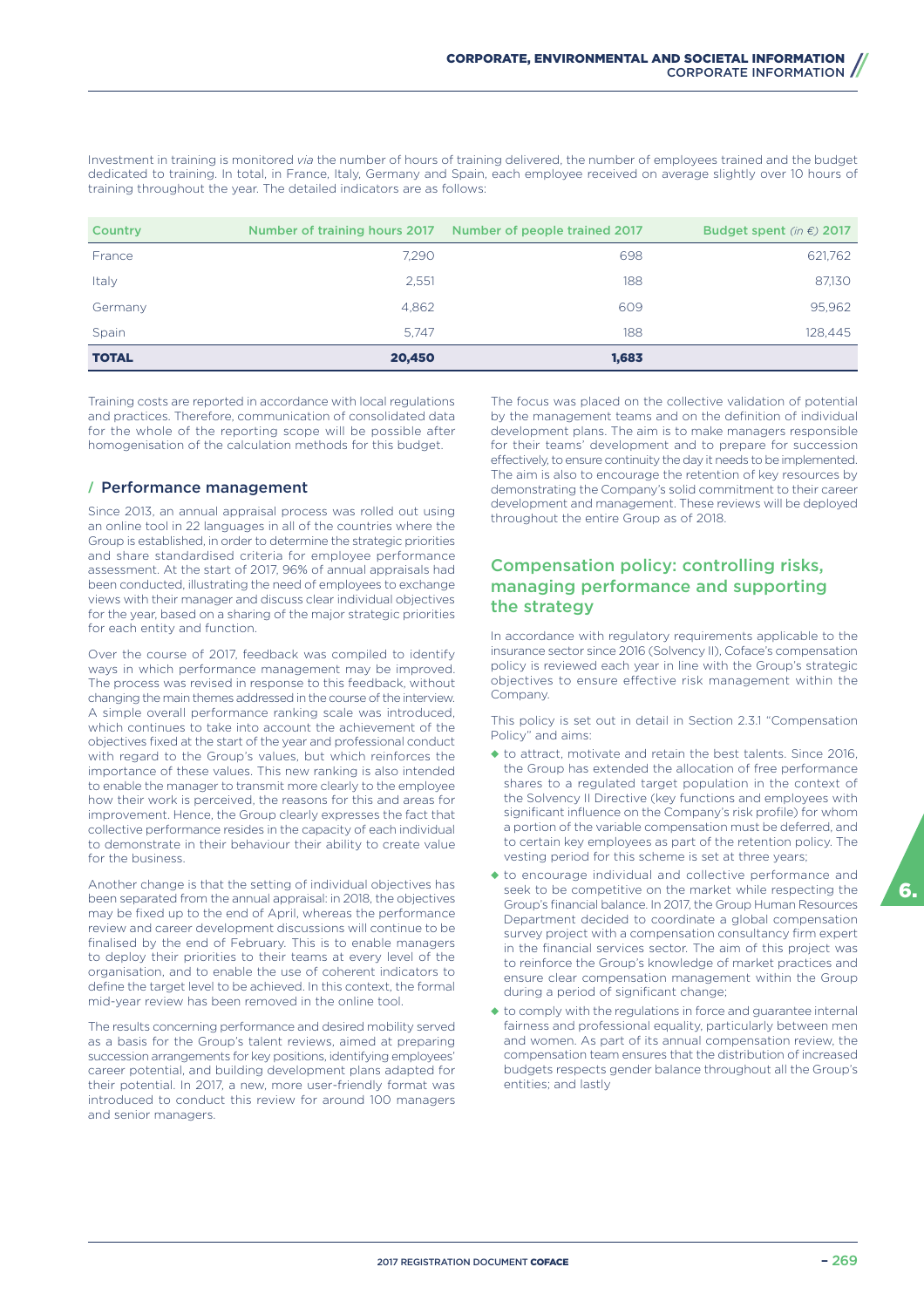Investment in training is monitored *via* the number of hours of training delivered, the number of employees trained and the budget dedicated to training. In total, in France, Italy, Germany and Spain, each employee received on average slightly over 10 hours of training throughout the year. The detailed indicators are as follows:

| Country | Number of training hours 2017 | Number of people trained 2017 | Budget spent *(in €)* 2017 |
|---|---|---|---|
| France | 7,290 | 698 | 621,762 |
| Italy | 2,551 | 188 | 87,130 |
| Germany | 4,862 | 609 | 95,962 |
| Spain | 5,747 | 188 | 128,445 |
| **TOTAL** | **20,450** | **1,683** | |

Training costs are reported in accordance with local regulations and practices. Therefore, communication of consolidated data for the whole of the reporting scope will be possible after homogenisation of the calculation methods for this budget.

### / Performance management

Since 2013, an annual appraisal process was rolled out using an online tool in 22 languages in all of the countries where the Group is established, in order to determine the strategic priorities and share standardised criteria for employee performance assessment. At the start of 2017, 96% of annual appraisals had been conducted, illustrating the need of employees to exchange views with their manager and discuss clear individual objectives for the year, based on a sharing of the major strategic priorities for each entity and function.

Over the course of 2017, feedback was compiled to identify ways in which performance management may be improved. The process was revised in response to this feedback, without changing the main themes addressed in the course of the interview. A simple overall performance ranking scale was introduced, which continues to take into account the achievement of the objectives fixed at the start of the year and professional conduct with regard to the Group's values, but which reinforces the importance of these values. This new ranking is also intended to enable the manager to transmit more clearly to the employee how their work is perceived, the reasons for this and areas for improvement. Hence, the Group clearly expresses the fact that collective performance resides in the capacity of each individual to demonstrate in their behaviour their ability to create value for the business.

Another change is that the setting of individual objectives has been separated from the annual appraisal: in 2018, the objectives may be fixed up to the end of April, whereas the performance review and career development discussions will continue to be finalised by the end of February. This is to enable managers to deploy their priorities to their teams at every level of the organisation, and to enable the use of coherent indicators to define the target level to be achieved. In this context, the formal mid-year review has been removed in the online tool.

The results concerning performance and desired mobility served as a basis for the Group's talent reviews, aimed at preparing succession arrangements for key positions, identifying employees' career potential, and building development plans adapted for their potential. In 2017, a new, more user-friendly format was introduced to conduct this review for around 100 managers and senior managers.

The focus was placed on the collective validation of potential by the management teams and on the definition of individual development plans. The aim is to make managers responsible for their teams' development and to prepare for succession effectively, to ensure continuity the day it needs to be implemented. The aim is also to encourage the retention of key resources by demonstrating the Company's solid commitment to their career development and management. These reviews will be deployed throughout the entire Group as of 2018.

## Compensation policy: controlling risks, managing performance and supporting the strategy

In accordance with regulatory requirements applicable to the insurance sector since 2016 (Solvency II), Coface's compensation policy is reviewed each year in line with the Group's strategic objectives to ensure effective risk management within the Company.

This policy is set out in detail in Section 2.3.1 "Compensation Policy" and aims:

- to attract, motivate and retain the best talents. Since 2016, the Group has extended the allocation of free performance shares to a regulated target population in the context of the Solvency II Directive (key functions and employees with significant influence on the Company's risk profile) for whom a portion of the variable compensation must be deferred, and to certain key employees as part of the retention policy. The vesting period for this scheme is set at three years;
- to encourage individual and collective performance and seek to be competitive on the market while respecting the Group's financial balance. In 2017, the Group Human Resources Department decided to coordinate a global compensation survey project with a compensation consultancy firm expert in the financial services sector. The aim of this project was to reinforce the Group's knowledge of market practices and ensure clear compensation management within the Group during a period of significant change;
- to comply with the regulations in force and guarantee internal fairness and professional equality, particularly between men and women. As part of its annual compensation review, the compensation team ensures that the distribution of increased budgets respects gender balance throughout all the Group's entities; and lastly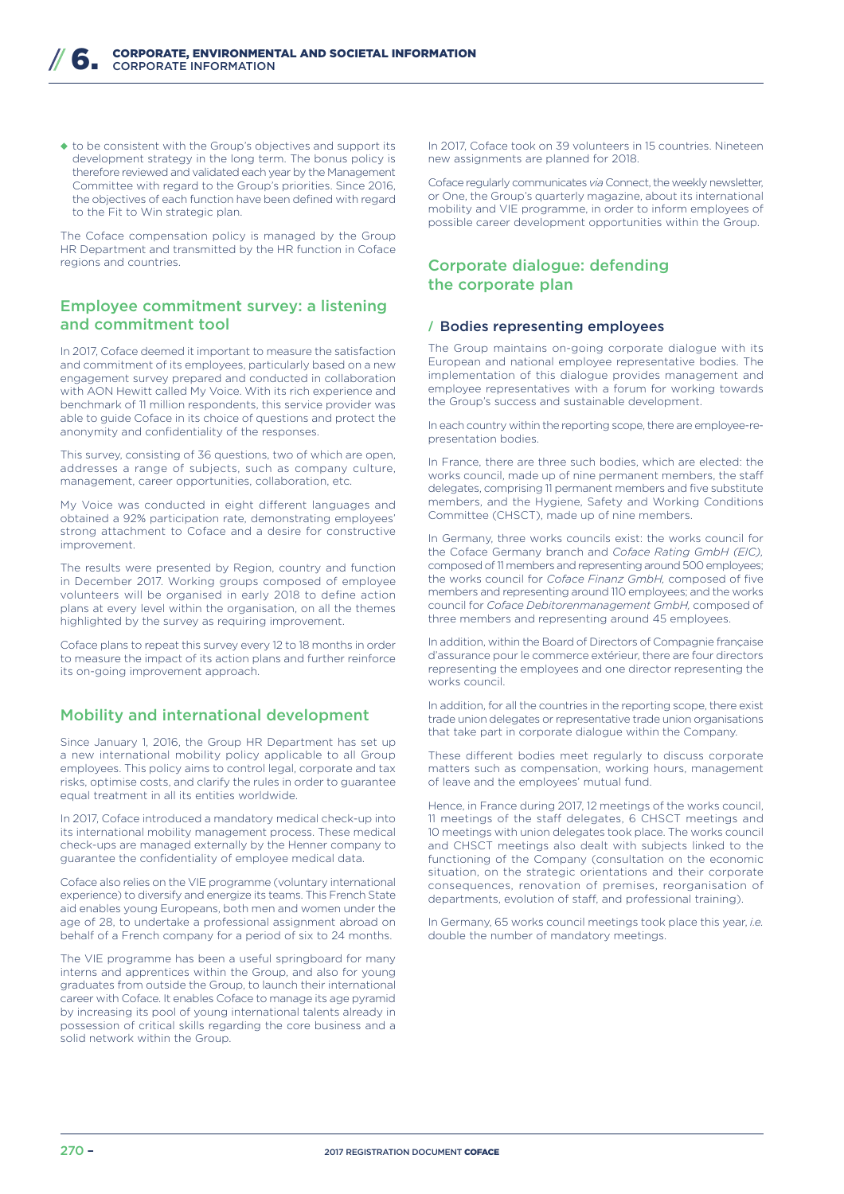- to be consistent with the Group's objectives and support its development strategy in the long term. The bonus policy is therefore reviewed and validated each year by the Management Committee with regard to the Group's priorities. Since 2016, the objectives of each function have been defined with regard to the Fit to Win strategic plan.

The Coface compensation policy is managed by the Group HR Department and transmitted by the HR function in Coface regions and countries.

## Employee commitment survey: a listening and commitment tool

In 2017, Coface deemed it important to measure the satisfaction and commitment of its employees, particularly based on a new engagement survey prepared and conducted in collaboration with AON Hewitt called My Voice. With its rich experience and benchmark of 11 million respondents, this service provider was able to guide Coface in its choice of questions and protect the anonymity and confidentiality of the responses.

This survey, consisting of 36 questions, two of which are open, addresses a range of subjects, such as company culture, management, career opportunities, collaboration, etc.

My Voice was conducted in eight different languages and obtained a 92% participation rate, demonstrating employees' strong attachment to Coface and a desire for constructive improvement.

The results were presented by Region, country and function in December 2017. Working groups composed of employee volunteers will be organised in early 2018 to define action plans at every level within the organisation, on all the themes highlighted by the survey as requiring improvement.

Coface plans to repeat this survey every 12 to 18 months in order to measure the impact of its action plans and further reinforce its on-going improvement approach.

## Mobility and international development

Since January 1, 2016, the Group HR Department has set up a new international mobility policy applicable to all Group employees. This policy aims to control legal, corporate and tax risks, optimise costs, and clarify the rules in order to guarantee equal treatment in all its entities worldwide.

In 2017, Coface introduced a mandatory medical check-up into its international mobility management process. These medical check-ups are managed externally by the Henner company to guarantee the confidentiality of employee medical data.

Coface also relies on the VIE programme (voluntary international experience) to diversify and energize its teams. This French State aid enables young Europeans, both men and women under the age of 28, to undertake a professional assignment abroad on behalf of a French company for a period of six to 24 months.

The VIE programme has been a useful springboard for many interns and apprentices within the Group, and also for young graduates from outside the Group, to launch their international career with Coface. It enables Coface to manage its age pyramid by increasing its pool of young international talents already in possession of critical skills regarding the core business and a solid network within the Group.

In 2017, Coface took on 39 volunteers in 15 countries. Nineteen new assignments are planned for 2018.

Coface regularly communicates *via* Connect, the weekly newsletter, or One, the Group's quarterly magazine, about its international mobility and VIE programme, in order to inform employees of possible career development opportunities within the Group.

## Corporate dialogue: defending the corporate plan

### / Bodies representing employees

The Group maintains on-going corporate dialogue with its European and national employee representative bodies. The implementation of this dialogue provides management and employee representatives with a forum for working towards the Group's success and sustainable development.

In each country within the reporting scope, there are employee-representation bodies.

In France, there are three such bodies, which are elected: the works council, made up of nine permanent members, the staff delegates, comprising 11 permanent members and five substitute members, and the Hygiene, Safety and Working Conditions Committee (CHSCT), made up of nine members.

In Germany, three works councils exist: the works council for the Coface Germany branch and *Coface Rating GmbH (EIC)*, composed of 11 members and representing around 500 employees; the works council for *Coface Finanz GmbH*, composed of five members and representing around 110 employees; and the works council for *Coface Debitorenmanagement GmbH*, composed of three members and representing around 45 employees.

In addition, within the Board of Directors of Compagnie française d'assurance pour le commerce extérieur, there are four directors representing the employees and one director representing the works council.

In addition, for all the countries in the reporting scope, there exist trade union delegates or representative trade union organisations that take part in corporate dialogue within the Company.

These different bodies meet regularly to discuss corporate matters such as compensation, working hours, management of leave and the employees' mutual fund.

Hence, in France during 2017, 12 meetings of the works council, 11 meetings of the staff delegates, 6 CHSCT meetings and 10 meetings with union delegates took place. The works council and CHSCT meetings also dealt with subjects linked to the functioning of the Company (consultation on the economic situation, on the strategic orientations and their corporate consequences, renovation of premises, reorganisation of departments, evolution of staff, and professional training).

In Germany, 65 works council meetings took place this year, *i.e.* double the number of mandatory meetings.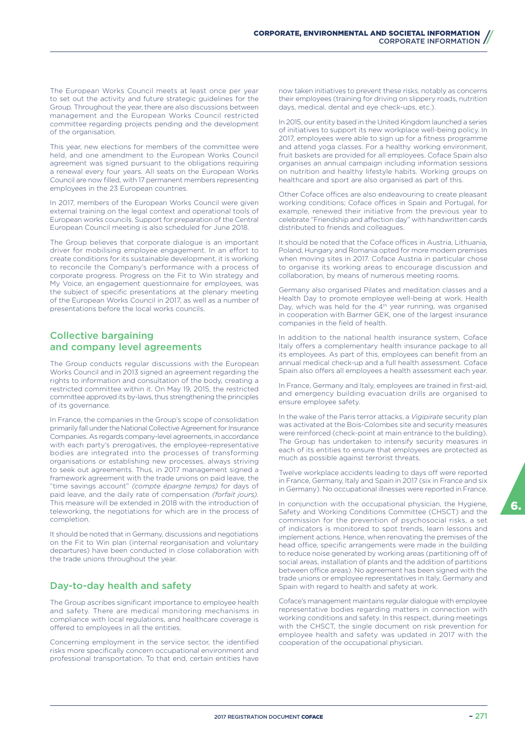The European Works Council meets at least once per year to set out the activity and future strategic guidelines for the Group. Throughout the year, there are also discussions between management and the European Works Council restricted committee regarding projects pending and the development of the organisation.

This year, new elections for members of the committee were held, and one amendment to the European Works Council agreement was signed pursuant to the obligations requiring a renewal every four years. All seats on the European Works Council are now filled, with 17 permanent members representing employees in the 23 European countries.

In 2017, members of the European Works Council were given external training on the legal context and operational tools of European works councils. Support for preparation of the Central European Council meeting is also scheduled for June 2018.

The Group believes that corporate dialogue is an important driver for mobilising employee engagement. In an effort to create conditions for its sustainable development, it is working to reconcile the Company's performance with a process of corporate progress. Progress on the Fit to Win strategy and My Voice, an engagement questionnaire for employees, was the subject of specific presentations at the plenary meeting of the European Works Council in 2017, as well as a number of presentations before the local works councils.

## Collective bargaining and company level agreements

The Group conducts regular discussions with the European Works Council and in 2013 signed an agreement regarding the rights to information and consultation of the body, creating a restricted committee within it. On May 19, 2015, the restricted committee approved its by-laws, thus strengthening the principles of its governance.

In France, the companies in the Group's scope of consolidation primarily fall under the National Collective Agreement for Insurance Companies. As regards company-level agreements, in accordance with each party's prerogatives, the employee-representative bodies are integrated into the processes of transforming organisations or establishing new processes, always striving to seek out agreements. Thus, in 2017 management signed a framework agreement with the trade unions on paid leave, the "time savings account" *(compte épargne temps)* for days of paid leave, and the daily rate of compensation *(forfait jours)*. This measure will be extended in 2018 with the introduction of teleworking, the negotiations for which are in the process of completion.

It should be noted that in Germany, discussions and negotiations on the Fit to Win plan (internal reorganisation and voluntary departures) have been conducted in close collaboration with the trade unions throughout the year.

## Day-to-day health and safety

The Group ascribes significant importance to employee health and safety. There are medical monitoring mechanisms in compliance with local regulations, and healthcare coverage is offered to employees in all the entities.

Concerning employment in the service sector, the identified risks more specifically concern occupational environment and professional transportation. To that end, certain entities have now taken initiatives to prevent these risks, notably as concerns their employees (training for driving on slippery roads, nutrition days, medical, dental and eye check-ups, etc.).

In 2015, our entity based in the United Kingdom launched a series of initiatives to support its new workplace well-being policy. In 2017, employees were able to sign up for a fitness programme and attend yoga classes. For a healthy working environment, fruit baskets are provided for all employees. Coface Spain also organises an annual campaign including information sessions on nutrition and healthy lifestyle habits. Working groups on healthcare and sport are also organised as part of this.

Other Coface offices are also endeavouring to create pleasant working conditions; Coface offices in Spain and Portugal, for example, renewed their initiative from the previous year to celebrate "Friendship and affection day" with handwritten cards distributed to friends and colleagues.

It should be noted that the Coface offices in Austria, Lithuania, Poland, Hungary and Romania opted for more modern premises when moving sites in 2017. Coface Austria in particular chose to organise its working areas to encourage discussion and collaboration, by means of numerous meeting rooms.

Germany also organised Pilates and meditation classes and a Health Day to promote employee well-being at work. Health Day, which was held for the 4th year running, was organised in cooperation with Barmer GEK, one of the largest insurance companies in the field of health.

In addition to the national health insurance system, Coface Italy offers a complementary health insurance package to all its employees. As part of this, employees can benefit from an annual medical check-up and a full health assessment. Coface Spain also offers all employees a health assessment each year.

In France, Germany and Italy, employees are trained in first-aid, and emergency building evacuation drills are organised to ensure employee safety.

In the wake of the Paris terror attacks, a *Vigipirate* security plan was activated at the Bois-Colombes site and security measures were reinforced (check-point at main entrance to the building). The Group has undertaken to intensify security measures in each of its entities to ensure that employees are protected as much as possible against terrorist threats.

Twelve workplace accidents leading to days off were reported in France, Germany, Italy and Spain in 2017 (six in France and six in Germany). No occupational illnesses were reported in France.

In conjunction with the occupational physician, the Hygiene, Safety and Working Conditions Committee (CHSCT) and the commission for the prevention of psychosocial risks, a set of indicators is monitored to spot trends, learn lessons and implement actions. Hence, when renovating the premises of the head office, specific arrangements were made in the building to reduce noise generated by working areas (partitioning off of social areas, installation of plants and the addition of partitions between office areas). No agreement has been signed with the trade unions or employee representatives in Italy, Germany and Spain with regard to health and safety at work.

Coface's management maintains regular dialogue with employee representative bodies regarding matters in connection with working conditions and safety. In this respect, during meetings with the CHSCT, the single document on risk prevention for employee health and safety was updated in 2017 with the cooperation of the occupational physician.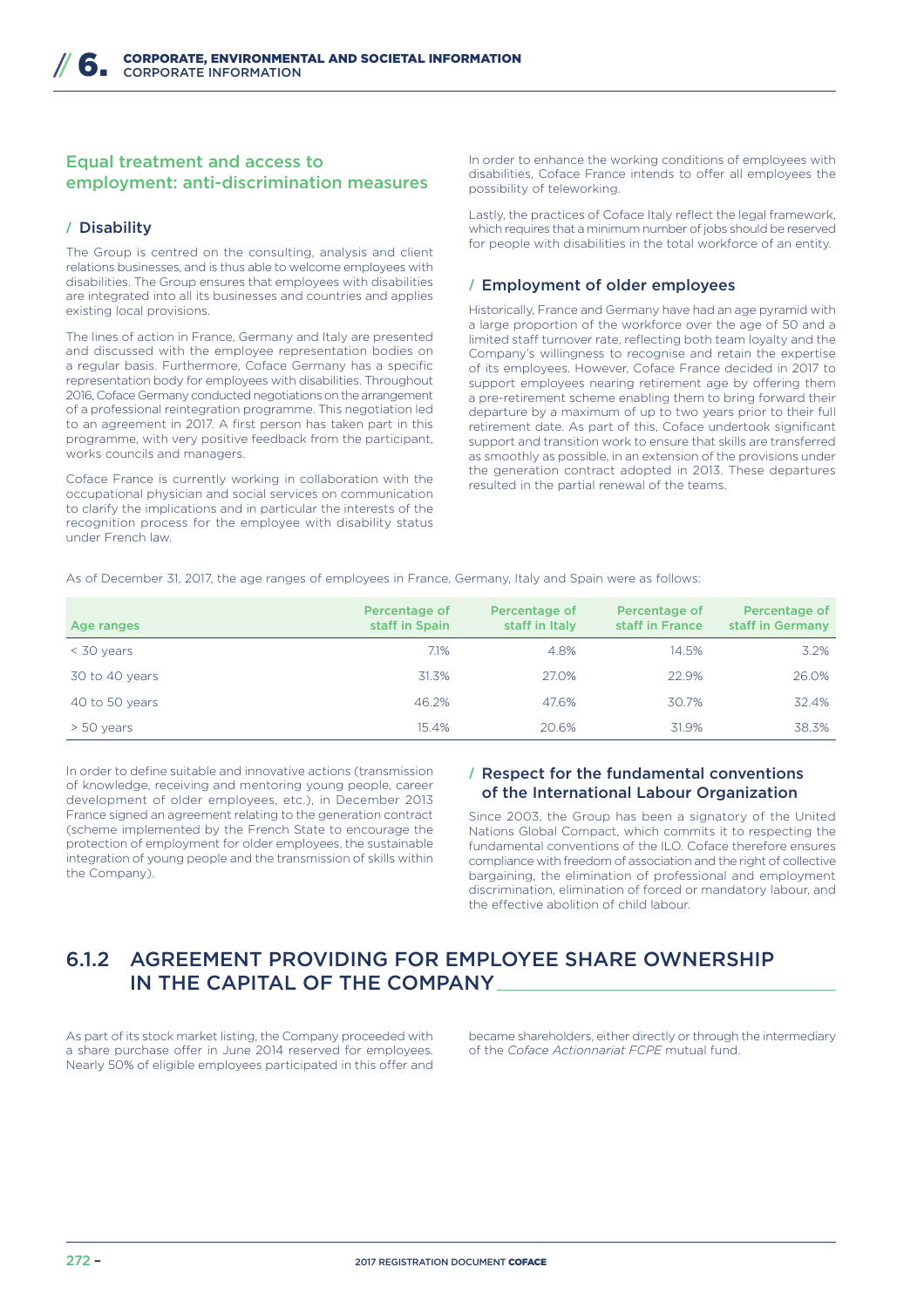### Equal treatment and access to employment: anti-discrimination measures

#### / Disability

The Group is centred on the consulting, analysis and client relations businesses, and is thus able to welcome employees with disabilities. The Group ensures that employees with disabilities are integrated into all its businesses and countries and applies existing local provisions.

The lines of action in France, Germany and Italy are presented and discussed with the employee representation bodies on a regular basis. Furthermore, Coface Germany has a specific representation body for employees with disabilities. Throughout 2016, Coface Germany conducted negotiations on the arrangement of a professional reintegration programme. This negotiation led to an agreement in 2017. A first person has taken part in this programme, with very positive feedback from the participant, works councils and managers.

Coface France is currently working in collaboration with the occupational physician and social services on communication to clarify the implications and in particular the interests of the recognition process for the employee with disability status under French law.

In order to enhance the working conditions of employees with disabilities, Coface France intends to offer all employees the possibility of teleworking.

Lastly, the practices of Coface Italy reflect the legal framework, which requires that a minimum number of jobs should be reserved for people with disabilities in the total workforce of an entity.

#### / Employment of older employees

Historically, France and Germany have had an age pyramid with a large proportion of the workforce over the age of 50 and a limited staff turnover rate, reflecting both team loyalty and the Company's willingness to recognise and retain the expertise of its employees. However, Coface France decided in 2017 to support employees nearing retirement age by offering them a pre-retirement scheme enabling them to bring forward their departure by a maximum of up to two years prior to their full retirement date. As part of this, Coface undertook significant support and transition work to ensure that skills are transferred as smoothly as possible, in an extension of the provisions under the generation contract adopted in 2013. These departures resulted in the partial renewal of the teams.

As of December 31, 2017, the age ranges of employees in France, Germany, Italy and Spain were as follows:

| Age ranges | Percentage of staff in Spain | Percentage of staff in Italy | Percentage of staff in France | Percentage of staff in Germany |
|---|---|---|---|---|
| < 30 years | 7.1% | 4.8% | 14.5% | 3.2% |
| 30 to 40 years | 31.3% | 27.0% | 22.9% | 26.0% |
| 40 to 50 years | 46.2% | 47.6% | 30.7% | 32.4% |
| > 50 years | 15.4% | 20.6% | 31.9% | 38.3% |

In order to define suitable and innovative actions (transmission of knowledge, receiving and mentoring young people, career development of older employees, etc.), in December 2013 France signed an agreement relating to the generation contract (scheme implemented by the French State to encourage the protection of employment for older employees, the sustainable integration of young people and the transmission of skills within the Company).

#### / Respect for the fundamental conventions of the International Labour Organization

Since 2003, the Group has been a signatory of the United Nations Global Compact, which commits it to respecting the fundamental conventions of the ILO. Coface therefore ensures compliance with freedom of association and the right of collective bargaining, the elimination of professional and employment discrimination, elimination of forced or mandatory labour, and the effective abolition of child labour.

## 6.1.2 AGREEMENT PROVIDING FOR EMPLOYEE SHARE OWNERSHIP IN THE CAPITAL OF THE COMPANY

As part of its stock market listing, the Company proceeded with a share purchase offer in June 2014 reserved for employees. Nearly 50% of eligible employees participated in this offer and became shareholders, either directly or through the intermediary of the *Coface Actionnariat FCPE* mutual fund.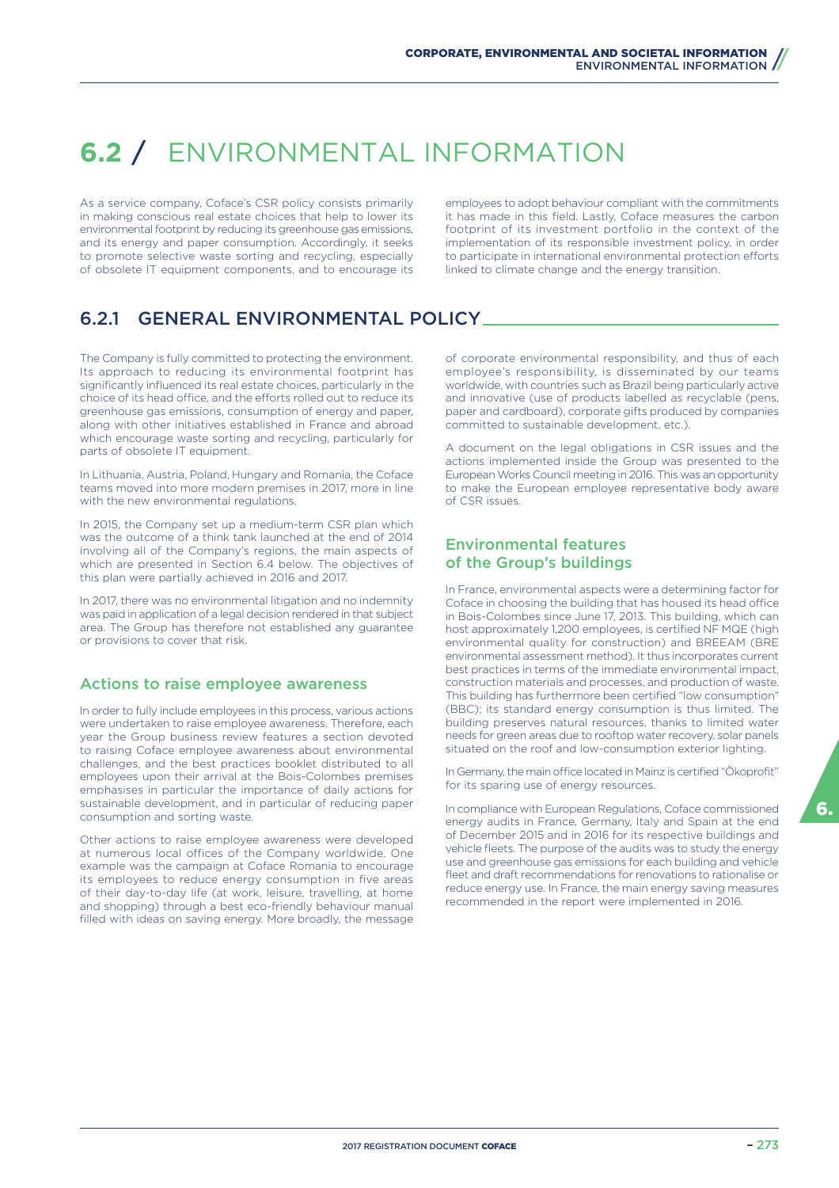# 6.2 / ENVIRONMENTAL INFORMATION

As a service company, Coface's CSR policy consists primarily in making conscious real estate choices that help to lower its environmental footprint by reducing its greenhouse gas emissions, and its energy and paper consumption. Accordingly, it seeks to promote selective waste sorting and recycling, especially of obsolete IT equipment components, and to encourage its employees to adopt behaviour compliant with the commitments it has made in this field. Lastly, Coface measures the carbon footprint of its investment portfolio in the context of the implementation of its responsible investment policy, in order to participate in international environmental protection efforts linked to climate change and the energy transition.

## 6.2.1 GENERAL ENVIRONMENTAL POLICY

The Company is fully committed to protecting the environment. Its approach to reducing its environmental footprint has significantly influenced its real estate choices, particularly in the choice of its head office, and the efforts rolled out to reduce its greenhouse gas emissions, consumption of energy and paper, along with other initiatives established in France and abroad which encourage waste sorting and recycling, particularly for parts of obsolete IT equipment.

In Lithuania, Austria, Poland, Hungary and Romania, the Coface teams moved into more modern premises in 2017, more in line with the new environmental regulations.

In 2015, the Company set up a medium-term CSR plan which was the outcome of a think tank launched at the end of 2014 involving all of the Company's regions, the main aspects of which are presented in Section 6.4 below. The objectives of this plan were partially achieved in 2016 and 2017.

In 2017, there was no environmental litigation and no indemnity was paid in application of a legal decision rendered in that subject area. The Group has therefore not established any guarantee or provisions to cover that risk.

### Actions to raise employee awareness

In order to fully include employees in this process, various actions were undertaken to raise employee awareness. Therefore, each year the Group business review features a section devoted to raising Coface employee awareness about environmental challenges, and the best practices booklet distributed to all employees upon their arrival at the Bois-Colombes premises emphasises in particular the importance of daily actions for sustainable development, and in particular of reducing paper consumption and sorting waste.

Other actions to raise employee awareness were developed at numerous local offices of the Company worldwide. One example was the campaign at Coface Romania to encourage its employees to reduce energy consumption in five areas of their day-to-day life (at work, leisure, travelling, at home and shopping) through a best eco-friendly behaviour manual filled with ideas on saving energy. More broadly, the message of corporate environmental responsibility, and thus of each employee's responsibility, is disseminated by our teams worldwide, with countries such as Brazil being particularly active and innovative (use of products labelled as recyclable (pens, paper and cardboard), corporate gifts produced by companies committed to sustainable development, etc.).

A document on the legal obligations in CSR issues and the actions implemented inside the Group was presented to the European Works Council meeting in 2016. This was an opportunity to make the European employee representative body aware of CSR issues.

### Environmental features of the Group's buildings

In France, environmental aspects were a determining factor for Coface in choosing the building that has housed its head office in Bois-Colombes since June 17, 2013. This building, which can host approximately 1,200 employees, is certified NF MQE (high environmental quality for construction) and BREEAM (BRE environmental assessment method). It thus incorporates current best practices in terms of the immediate environmental impact, construction materials and processes, and production of waste. This building has furthermore been certified "low consumption" (BBC); its standard energy consumption is thus limited. The building preserves natural resources, thanks to limited water needs for green areas due to rooftop water recovery, solar panels situated on the roof and low-consumption exterior lighting.

In Germany, the main office located in Mainz is certified "Ökoprofit" for its sparing use of energy resources.

In compliance with European Regulations, Coface commissioned energy audits in France, Germany, Italy and Spain at the end of December 2015 and in 2016 for its respective buildings and vehicle fleets. The purpose of the audits was to study the energy use and greenhouse gas emissions for each building and vehicle fleet and draft recommendations for renovations to rationalise or reduce energy use. In France, the main energy saving measures recommended in the report were implemented in 2016.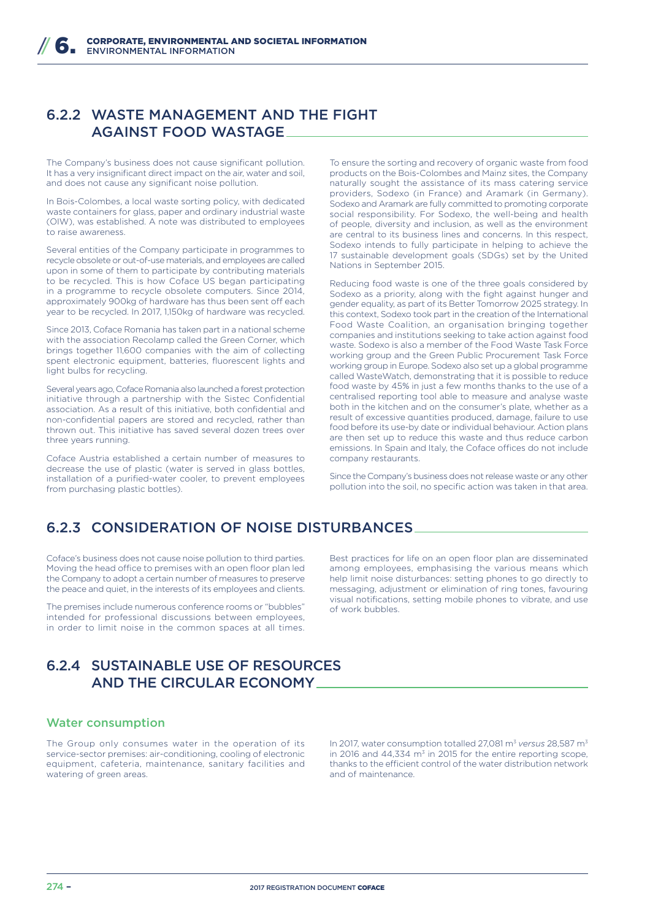## 6.2.2 WASTE MANAGEMENT AND THE FIGHT AGAINST FOOD WASTAGE

The Company's business does not cause significant pollution. It has a very insignificant direct impact on the air, water and soil, and does not cause any significant noise pollution.

In Bois-Colombes, a local waste sorting policy, with dedicated waste containers for glass, paper and ordinary industrial waste (OIW), was established. A note was distributed to employees to raise awareness.

Several entities of the Company participate in programmes to recycle obsolete or out-of-use materials, and employees are called upon in some of them to participate by contributing materials to be recycled. This is how Coface US began participating in a programme to recycle obsolete computers. Since 2014, approximately 900kg of hardware has thus been sent off each year to be recycled. In 2017, 1,150kg of hardware was recycled.

Since 2013, Coface Romania has taken part in a national scheme with the association Recolamp called the Green Corner, which brings together 11,600 companies with the aim of collecting spent electronic equipment, batteries, fluorescent lights and light bulbs for recycling.

Several years ago, Coface Romania also launched a forest protection initiative through a partnership with the Sistec Confidential association. As a result of this initiative, both confidential and non-confidential papers are stored and recycled, rather than thrown out. This initiative has saved several dozen trees over three years running.

Coface Austria established a certain number of measures to decrease the use of plastic (water is served in glass bottles, installation of a purified-water cooler, to prevent employees from purchasing plastic bottles).

To ensure the sorting and recovery of organic waste from food products on the Bois-Colombes and Mainz sites, the Company naturally sought the assistance of its mass catering service providers, Sodexo (in France) and Aramark (in Germany). Sodexo and Aramark are fully committed to promoting corporate social responsibility. For Sodexo, the well-being and health of people, diversity and inclusion, as well as the environment are central to its business lines and concerns. In this respect, Sodexo intends to fully participate in helping to achieve the 17 sustainable development goals (SDGs) set by the United Nations in September 2015.

Reducing food waste is one of the three goals considered by Sodexo as a priority, along with the fight against hunger and gender equality, as part of its Better Tomorrow 2025 strategy. In this context, Sodexo took part in the creation of the International Food Waste Coalition, an organisation bringing together companies and institutions seeking to take action against food waste. Sodexo is also a member of the Food Waste Task Force working group and the Green Public Procurement Task Force working group in Europe. Sodexo also set up a global programme called WasteWatch, demonstrating that it is possible to reduce food waste by 45% in just a few months thanks to the use of a centralised reporting tool able to measure and analyse waste both in the kitchen and on the consumer's plate, whether as a result of excessive quantities produced, damage, failure to use food before its use-by date or individual behaviour. Action plans are then set up to reduce this waste and thus reduce carbon emissions. In Spain and Italy, the Coface offices do not include company restaurants.

Since the Company's business does not release waste or any other pollution into the soil, no specific action was taken in that area.

## 6.2.3 CONSIDERATION OF NOISE DISTURBANCES

Coface's business does not cause noise pollution to third parties. Moving the head office to premises with an open floor plan led the Company to adopt a certain number of measures to preserve the peace and quiet, in the interests of its employees and clients.

The premises include numerous conference rooms or "bubbles" intended for professional discussions between employees, in order to limit noise in the common spaces at all times.

Best practices for life on an open floor plan are disseminated among employees, emphasising the various means which help limit noise disturbances: setting phones to go directly to messaging, adjustment or elimination of ring tones, favouring visual notifications, setting mobile phones to vibrate, and use of work bubbles.

## 6.2.4 SUSTAINABLE USE OF RESOURCES AND THE CIRCULAR ECONOMY

### Water consumption

The Group only consumes water in the operation of its service-sector premises: air-conditioning, cooling of electronic equipment, cafeteria, maintenance, sanitary facilities and watering of green areas.

In 2017, water consumption totalled 27,081 m$^3$ *versus* 28,587 m$^3$ in 2016 and 44,334 m$^3$ in 2015 for the entire reporting scope, thanks to the efficient control of the water distribution network and of maintenance.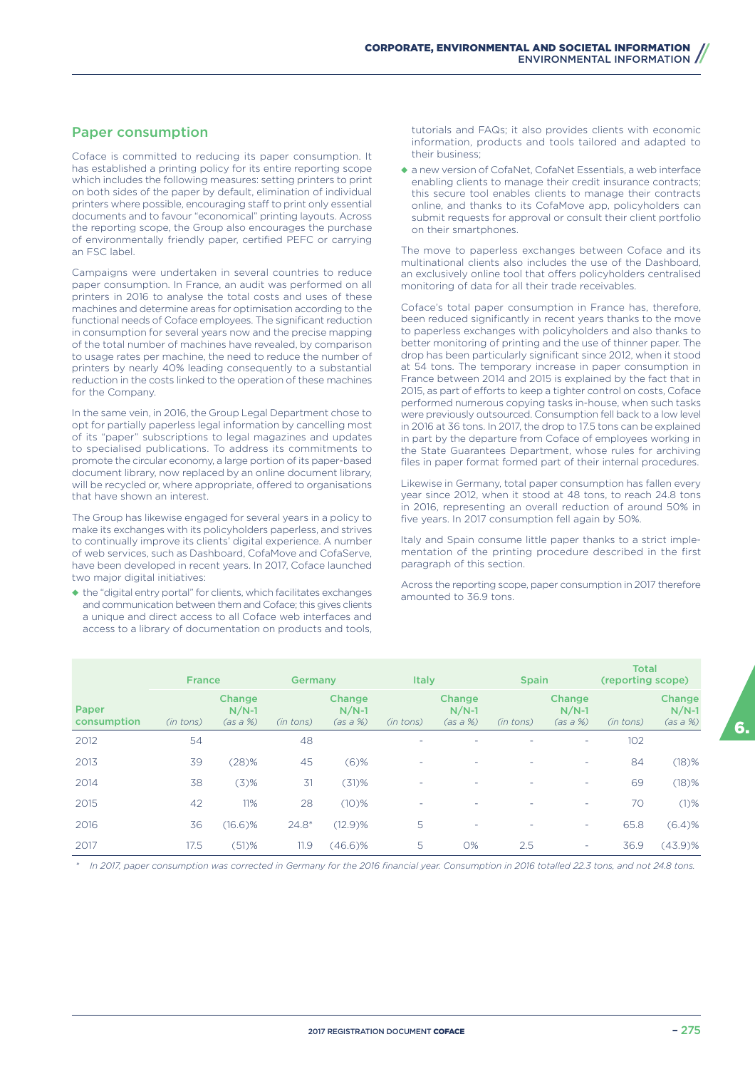## Paper consumption

Coface is committed to reducing its paper consumption. It has established a printing policy for its entire reporting scope which includes the following measures: setting printers to print on both sides of the paper by default, elimination of individual printers where possible, encouraging staff to print only essential documents and to favour "economical" printing layouts. Across the reporting scope, the Group also encourages the purchase of environmentally friendly paper, certified PEFC or carrying an FSC label.

Campaigns were undertaken in several countries to reduce paper consumption. In France, an audit was performed on all printers in 2016 to analyse the total costs and uses of these machines and determine areas for optimisation according to the functional needs of Coface employees. The significant reduction in consumption for several years now and the precise mapping of the total number of machines have revealed, by comparison to usage rates per machine, the need to reduce the number of printers by nearly 40% leading consequently to a substantial reduction in the costs linked to the operation of these machines for the Company.

In the same vein, in 2016, the Group Legal Department chose to opt for partially paperless legal information by cancelling most of its "paper" subscriptions to legal magazines and updates to specialised publications. To address its commitments to promote the circular economy, a large portion of its paper-based document library, now replaced by an online document library, will be recycled or, where appropriate, offered to organisations that have shown an interest.

The Group has likewise engaged for several years in a policy to make its exchanges with its policyholders paperless, and strives to continually improve its clients' digital experience. A number of web services, such as Dashboard, CofaMove and CofaServe, have been developed in recent years. In 2017, Coface launched two major digital initiatives:

- the "digital entry portal" for clients, which facilitates exchanges and communication between them and Coface; this gives clients a unique and direct access to all Coface web interfaces and access to a library of documentation on products and tools, tutorials and FAQs; it also provides clients with economic information, products and tools tailored and adapted to their business;
- a new version of CofaNet, CofaNet Essentials, a web interface enabling clients to manage their credit insurance contracts; this secure tool enables clients to manage their contracts online, and thanks to its CofaMove app, policyholders can submit requests for approval or consult their client portfolio on their smartphones.

The move to paperless exchanges between Coface and its multinational clients also includes the use of the Dashboard, an exclusively online tool that offers policyholders centralised monitoring of data for all their trade receivables.

Coface's total paper consumption in France has, therefore, been reduced significantly in recent years thanks to the move to paperless exchanges with policyholders and also thanks to better monitoring of printing and the use of thinner paper. The drop has been particularly significant since 2012, when it stood at 54 tons. The temporary increase in paper consumption in France between 2014 and 2015 is explained by the fact that in 2015, as part of efforts to keep a tighter control on costs, Coface performed numerous copying tasks in-house, when such tasks were previously outsourced. Consumption fell back to a low level in 2016 at 36 tons. In 2017, the drop to 17.5 tons can be explained in part by the departure from Coface of employees working in the State Guarantees Department, whose rules for archiving files in paper format formed part of their internal procedures.

Likewise in Germany, total paper consumption has fallen every year since 2012, when it stood at 48 tons, to reach 24.8 tons in 2016, representing an overall reduction of around 50% in five years. In 2017 consumption fell again by 50%.

Italy and Spain consume little paper thanks to a strict implementation of the printing procedure described in the first paragraph of this section.

Across the reporting scope, paper consumption in 2017 therefore amounted to 36.9 tons.

| Paper consumption | France | | Germany | | Italy | | Spain | | Total (reporting scope) | |
|---|---|---|---|---|---|---|---|---|---|---|
| | *(in tons)* | Change N/N-1 *(as a %)* | *(in tons)* | Change N/N-1 *(as a %)* | *(in tons)* | Change N/N-1 *(as a %)* | *(in tons)* | Change N/N-1 *(as a %)* | *(in tons)* | Change N/N-1 *(as a %)* |
| 2012 | 54 | | 48 | | - | - | - | - | 102 | |
| 2013 | 39 | (28)% | 45 | (6)% | - | - | - | - | 84 | (18)% |
| 2014 | 38 | (3)% | 31 | (31)% | - | - | - | - | 69 | (18)% |
| 2015 | 42 | 11% | 28 | (10)% | - | - | - | - | 70 | (1)% |
| 2016 | 36 | (16.6)% | 24.8* | (12.9)% | 5 | - | - | - | 65.8 | (6.4)% |
| 2017 | 17.5 | (51)% | 11.9 | (46.6)% | 5 | 0% | 2.5 | - | 36.9 | (43.9)% |

\* *In 2017, paper consumption was corrected in Germany for the 2016 financial year. Consumption in 2016 totalled 22.3 tons, and not 24.8 tons.*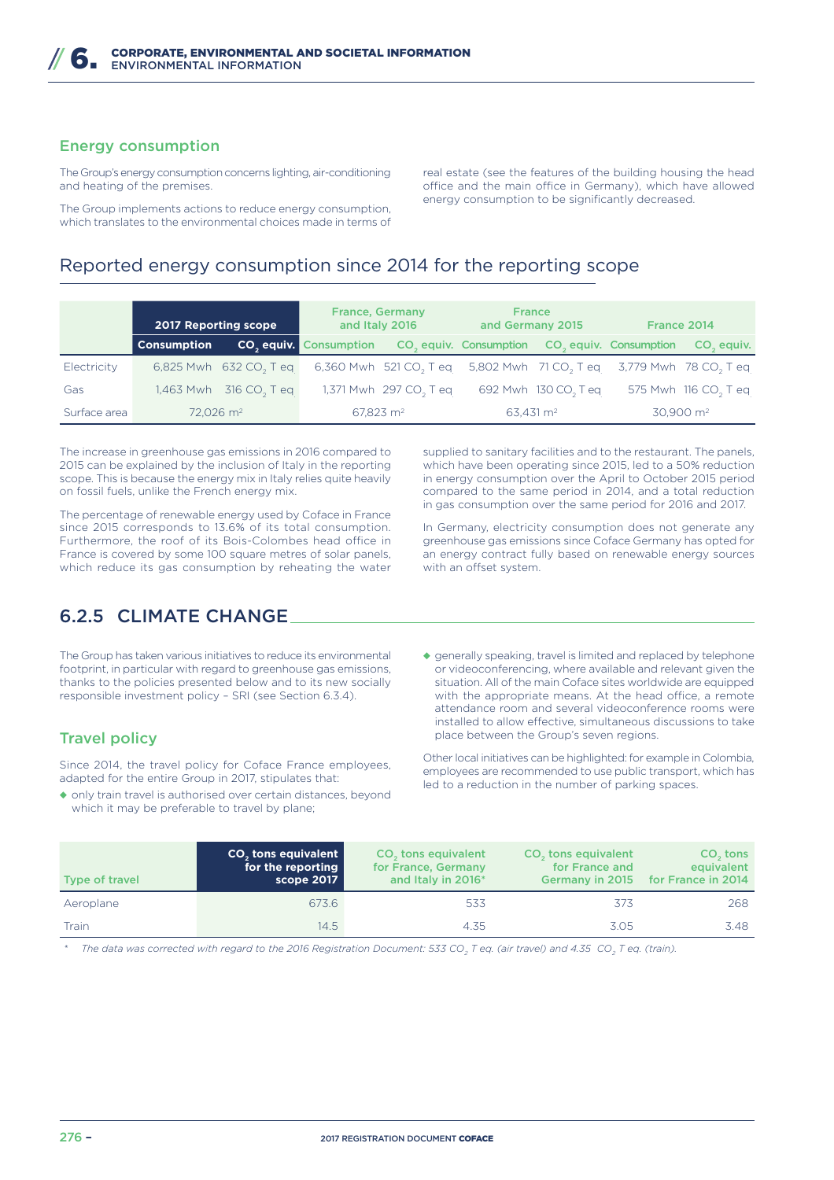## Energy consumption

The Group's energy consumption concerns lighting, air-conditioning and heating of the premises.

The Group implements actions to reduce energy consumption, which translates to the environmental choices made in terms of real estate (see the features of the building housing the head office and the main office in Germany), which have allowed energy consumption to be significantly decreased.

### Reported energy consumption since 2014 for the reporting scope

| | 2017 Reporting scope | | France, Germany and Italy 2016 | | France and Germany 2015 | | France 2014 | |
|---|---|---|---|---|---|---|---|---|
| | Consumption | $CO_2$ equiv. | Consumption | $CO_2$ equiv. | Consumption | $CO_2$ equiv. | Consumption | $CO_2$ equiv. |
| Electricity | 6,825 Mwh | 632 $CO_2$ T eq | 6,360 Mwh | 521 $CO_2$ T eq | 5,802 Mwh | 71 $CO_2$ T eq | 3,779 Mwh | 78 $CO_2$ T eq |
| Gas | 1,463 Mwh | 316 $CO_2$ T eq | 1,371 Mwh | 297 $CO_2$ T eq | 692 Mwh | 130 $CO_2$ T eq | 575 Mwh | 116 $CO_2$ T eq |
| Surface area | 72,026 m² | | 67,823 m² | | 63,431 m² | | 30,900 m² | |

The increase in greenhouse gas emissions in 2016 compared to 2015 can be explained by the inclusion of Italy in the reporting scope. This is because the energy mix in Italy relies quite heavily on fossil fuels, unlike the French energy mix.

The percentage of renewable energy used by Coface in France since 2015 corresponds to 13.6% of its total consumption. Furthermore, the roof of its Bois-Colombes head office in France is covered by some 100 square metres of solar panels, which reduce its gas consumption by reheating the water supplied to sanitary facilities and to the restaurant. The panels, which have been operating since 2015, led to a 50% reduction in energy consumption over the April to October 2015 period compared to the same period in 2014, and a total reduction in gas consumption over the same period for 2016 and 2017.

In Germany, electricity consumption does not generate any greenhouse gas emissions since Coface Germany has opted for an energy contract fully based on renewable energy sources with an offset system.

## 6.2.5 CLIMATE CHANGE

The Group has taken various initiatives to reduce its environmental footprint, in particular with regard to greenhouse gas emissions, thanks to the policies presented below and to its new socially responsible investment policy – SRI (see Section 6.3.4).

### Travel policy

Since 2014, the travel policy for Coface France employees, adapted for the entire Group in 2017, stipulates that:

- only train travel is authorised over certain distances, beyond which it may be preferable to travel by plane;
- generally speaking, travel is limited and replaced by telephone or videoconferencing, where available and relevant given the situation. All of the main Coface sites worldwide are equipped with the appropriate means. At the head office, a remote attendance room and several videoconference rooms were installed to allow effective, simultaneous discussions to take place between the Group's seven regions.

Other local initiatives can be highlighted: for example in Colombia, employees are recommended to use public transport, which has led to a reduction in the number of parking spaces.

| Type of travel | $CO_2$ tons equivalent for the reporting scope 2017 | $CO_2$ tons equivalent for France, Germany and Italy in 2016* | $CO_2$ tons equivalent for France and Germany in 2015 | $CO_2$ tons equivalent for France in 2014 |
|---|---|---|---|---|
| Aeroplane | 673.6 | 533 | 373 | 268 |
| Train | 14.5 | 4.35 | 3.05 | 3.48 |

\* *The data was corrected with regard to the 2016 Registration Document: 533 $CO_2$ T eq. (air travel) and 4.35 $CO_2$ T eq. (train).*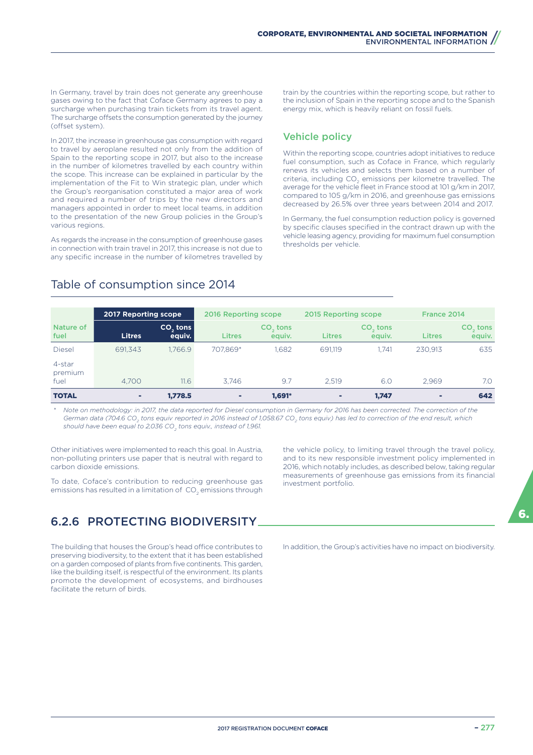In Germany, travel by train does not generate any greenhouse gases owing to the fact that Coface Germany agrees to pay a surcharge when purchasing train tickets from its travel agent. The surcharge offsets the consumption generated by the journey (offset system).

In 2017, the increase in greenhouse gas consumption with regard to travel by aeroplane resulted not only from the addition of Spain to the reporting scope in 2017, but also to the increase in the number of kilometres travelled by each country within the scope. This increase can be explained in particular by the implementation of the Fit to Win strategic plan, under which the Group's reorganisation constituted a major area of work and required a number of trips by the new directors and managers appointed in order to meet local teams, in addition to the presentation of the new Group policies in the Group's various regions.

As regards the increase in the consumption of greenhouse gases in connection with train travel in 2017, this increase is not due to any specific increase in the number of kilometres travelled by train by the countries within the reporting scope, but rather to the inclusion of Spain in the reporting scope and to the Spanish energy mix, which is heavily reliant on fossil fuels.

### Vehicle policy

Within the reporting scope, countries adopt initiatives to reduce fuel consumption, such as Coface in France, which regularly renews its vehicles and selects them based on a number of criteria, including $CO_2$ emissions per kilometre travelled. The average for the vehicle fleet in France stood at 101 g/km in 2017, compared to 105 g/km in 2016, and greenhouse gas emissions decreased by 26.5% over three years between 2014 and 2017.

In Germany, the fuel consumption reduction policy is governed by specific clauses specified in the contract drawn up with the vehicle leasing agency, providing for maximum fuel consumption thresholds per vehicle.

## Table of consumption since 2014

| | 2017 Reporting scope | | 2016 Reporting scope | | 2015 Reporting scope | | France 2014 | |
|---|---|---|---|---|---|---|---|---|
| Nature of fuel | Litres | $CO_2$ tons equiv. | Litres | $CO_2$ tons equiv. | Litres | $CO_2$ tons equiv. | Litres | $CO_2$ tons equiv. |
| Diesel | 691,343 | 1,766.9 | 707,869* | 1,682 | 691,119 | 1,741 | 230,913 | 635 |
| 4-star premium fuel | 4,700 | 11.6 | 3,746 | 9.7 | 2,519 | 6.0 | 2,969 | 7.0 |
| **TOTAL** | **-** | **1,778.5** | **-** | **1,691*** | **-** | **1,747** | **-** | **642** |

\* *Note on methodology: in 2017, the data reported for Diesel consumption in Germany for 2016 has been corrected. The correction of the German data (704.6 $CO_2$ tons equiv reported in 2016 instead of 1,058.67 $CO_2$ tons equiv) has led to correction of the end result, which should have been equal to 2,036 $CO_2$ tons equiv., instead of 1,961.*

Other initiatives were implemented to reach this goal. In Austria, non-polluting printers use paper that is neutral with regard to carbon dioxide emissions.

To date, Coface's contribution to reducing greenhouse gas emissions has resulted in a limitation of $CO_2$ emissions through the vehicle policy, to limiting travel through the travel policy, and to its new responsible investment policy implemented in 2016, which notably includes, as described below, taking regular measurements of greenhouse gas emissions from its financial investment portfolio.

## 6.2.6 PROTECTING BIODIVERSITY

The building that houses the Group's head office contributes to preserving biodiversity, to the extent that it has been established on a garden composed of plants from five continents. This garden, like the building itself, is respectful of the environment. Its plants promote the development of ecosystems, and birdhouses facilitate the return of birds.

In addition, the Group's activities have no impact on biodiversity.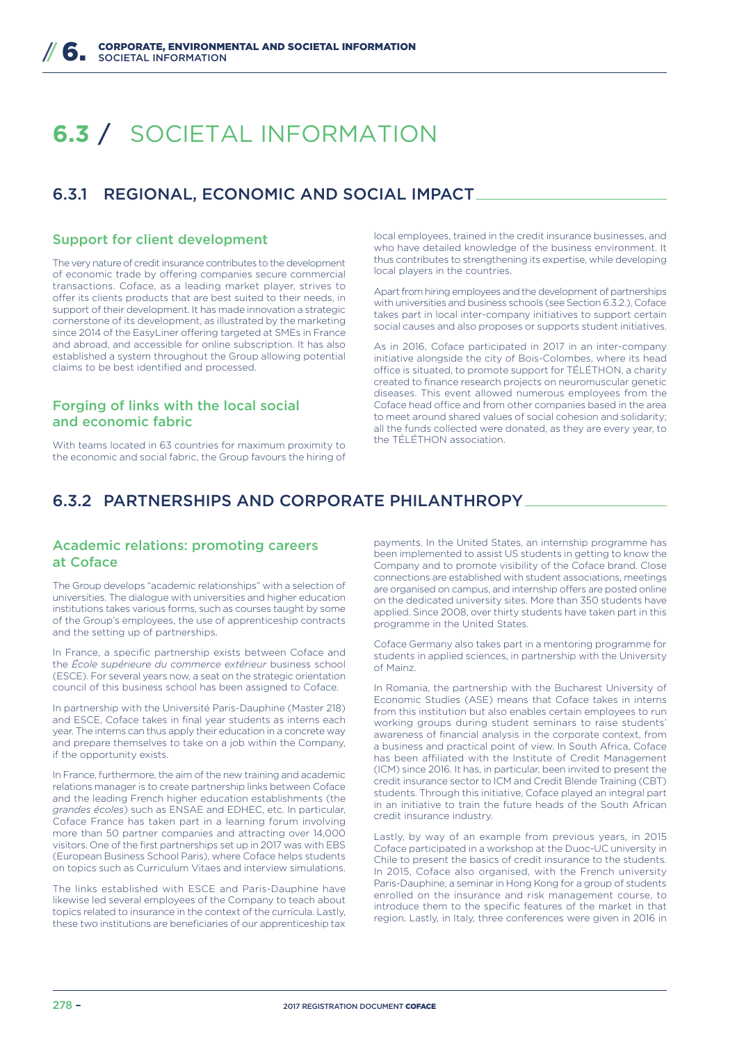# 6.3 / SOCIETAL INFORMATION

## 6.3.1 REGIONAL, ECONOMIC AND SOCIAL IMPACT

### Support for client development

The very nature of credit insurance contributes to the development of economic trade by offering companies secure commercial transactions. Coface, as a leading market player, strives to offer its clients products that are best suited to their needs, in support of their development. It has made innovation a strategic cornerstone of its development, as illustrated by the marketing since 2014 of the EasyLiner offering targeted at SMEs in France and abroad, and accessible for online subscription. It has also established a system throughout the Group allowing potential claims to be best identified and processed.

### Forging of links with the local social and economic fabric

With teams located in 63 countries for maximum proximity to the economic and social fabric, the Group favours the hiring of local employees, trained in the credit insurance businesses, and who have detailed knowledge of the business environment. It thus contributes to strengthening its expertise, while developing local players in the countries.

Apart from hiring employees and the development of partnerships with universities and business schools (see Section 6.3.2.), Coface takes part in local inter-company initiatives to support certain social causes and also proposes or supports student initiatives.

As in 2016, Coface participated in 2017 in an inter-company initiative alongside the city of Bois-Colombes, where its head office is situated, to promote support for TÉLÉTHON, a charity created to finance research projects on neuromuscular genetic diseases. This event allowed numerous employees from the Coface head office and from other companies based in the area to meet around shared values of social cohesion and solidarity; all the funds collected were donated, as they are every year, to the TÉLÉTHON association.

## 6.3.2 PARTNERSHIPS AND CORPORATE PHILANTHROPY

### Academic relations: promoting careers at Coface

The Group develops "academic relationships" with a selection of universities. The dialogue with universities and higher education institutions takes various forms, such as courses taught by some of the Group's employees, the use of apprenticeship contracts and the setting up of partnerships.

In France, a specific partnership exists between Coface and the *École supérieure du commerce extérieur* business school (ESCE). For several years now, a seat on the strategic orientation council of this business school has been assigned to Coface.

In partnership with the Université Paris-Dauphine (Master 218) and ESCE, Coface takes in final year students as interns each year. The interns can thus apply their education in a concrete way and prepare themselves to take on a job within the Company, if the opportunity exists.

In France, furthermore, the aim of the new training and academic relations manager is to create partnership links between Coface and the leading French higher education establishments (the *grandes écoles*) such as ENSAE and EDHEC, etc. In particular, Coface France has taken part in a learning forum involving more than 50 partner companies and attracting over 14,000 visitors. One of the first partnerships set up in 2017 was with EBS (European Business School Paris), where Coface helps students on topics such as Curriculum Vitaes and interview simulations.

The links established with ESCE and Paris-Dauphine have likewise led several employees of the Company to teach about topics related to insurance in the context of the curricula. Lastly, these two institutions are beneficiaries of our apprenticeship tax payments. In the United States, an internship programme has been implemented to assist US students in getting to know the Company and to promote visibility of the Coface brand. Close connections are established with student associations, meetings are organised on campus, and internship offers are posted online on the dedicated university sites. More than 350 students have applied. Since 2008, over thirty students have taken part in this programme in the United States.

Coface Germany also takes part in a mentoring programme for students in applied sciences, in partnership with the University of Mainz.

In Romania, the partnership with the Bucharest University of Economic Studies (ASE) means that Coface takes in interns from this institution but also enables certain employees to run working groups during student seminars to raise students' awareness of financial analysis in the corporate context, from a business and practical point of view. In South Africa, Coface has been affiliated with the Institute of Credit Management (ICM) since 2016. It has, in particular, been invited to present the credit insurance sector to ICM and Credit Blende Training (CBT) students. Through this initiative, Coface played an integral part in an initiative to train the future heads of the South African credit insurance industry.

Lastly, by way of an example from previous years, in 2015 Coface participated in a workshop at the Duoc-UC university in Chile to present the basics of credit insurance to the students. In 2015, Coface also organised, with the French university Paris-Dauphine, a seminar in Hong Kong for a group of students enrolled on the insurance and risk management course, to introduce them to the specific features of the market in that region. Lastly, in Italy, three conferences were given in 2016 in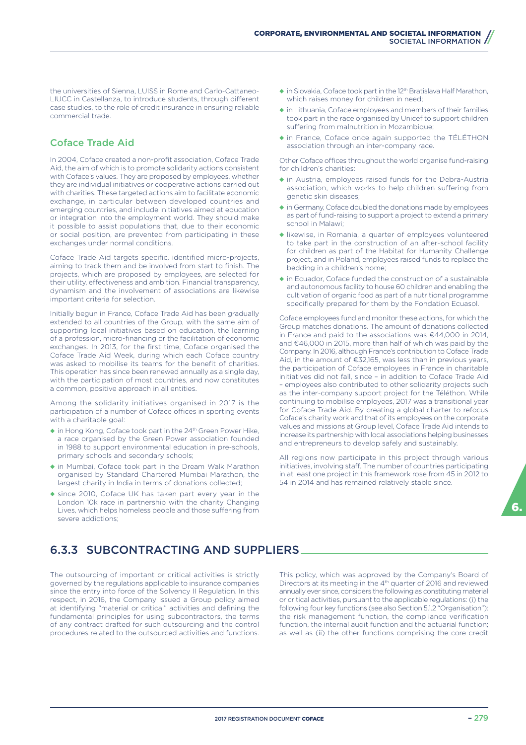the universities of Sienna, LUISS in Rome and Carlo-Cattaneo-LIUCC in Castellanza, to introduce students, through different case studies, to the role of credit insurance in ensuring reliable commercial trade.

### Coface Trade Aid

In 2004, Coface created a non-profit association, Coface Trade Aid, the aim of which is to promote solidarity actions consistent with Coface's values. They are proposed by employees, whether they are individual initiatives or cooperative actions carried out with charities. These targeted actions aim to facilitate economic exchange, in particular between developed countries and emerging countries, and include initiatives aimed at education or integration into the employment world. They should make it possible to assist populations that, due to their economic or social position, are prevented from participating in these exchanges under normal conditions.

Coface Trade Aid targets specific, identified micro-projects, aiming to track them and be involved from start to finish. The projects, which are proposed by employees, are selected for their utility, effectiveness and ambition. Financial transparency, dynamism and the involvement of associations are likewise important criteria for selection.

Initially begun in France, Coface Trade Aid has been gradually extended to all countries of the Group, with the same aim of supporting local initiatives based on education, the learning of a profession, micro-financing or the facilitation of economic exchanges. In 2013, for the first time, Coface organised the Coface Trade Aid Week, during which each Coface country was asked to mobilise its teams for the benefit of charities. This operation has since been renewed annually as a single day, with the participation of most countries, and now constitutes a common, positive approach in all entities.

Among the solidarity initiatives organised in 2017 is the participation of a number of Coface offices in sporting events with a charitable goal:

- in Hong Kong, Coface took part in the 24th Green Power Hike, a race organised by the Green Power association founded in 1988 to support environmental education in pre-schools, primary schools and secondary schools;
- in Mumbai, Coface took part in the Dream Walk Marathon organised by Standard Chartered Mumbai Marathon, the largest charity in India in terms of donations collected;
- since 2010, Coface UK has taken part every year in the London 10k race in partnership with the charity Changing Lives, which helps homeless people and those suffering from severe addictions;
- in Slovakia, Coface took part in the 12th Bratislava Half Marathon, which raises money for children in need;
- in Lithuania, Coface employees and members of their families took part in the race organised by Unicef to support children suffering from malnutrition in Mozambique;
- in France, Coface once again supported the TÉLÉTHON association through an inter-company race.

Other Coface offices throughout the world organise fund-raising for children's charities:

- in Austria, employees raised funds for the Debra-Austria association, which works to help children suffering from genetic skin diseases;
- in Germany, Coface doubled the donations made by employees as part of fund-raising to support a project to extend a primary school in Malawi;
- likewise, in Romania, a quarter of employees volunteered to take part in the construction of an after-school facility for children as part of the Habitat for Humanity Challenge project, and in Poland, employees raised funds to replace the bedding in a children's home;
- in Ecuador, Coface funded the construction of a sustainable and autonomous facility to house 60 children and enabling the cultivation of organic food as part of a nutritional programme specifically prepared for them by the Fondation Ecuasol.

Coface employees fund and monitor these actions, for which the Group matches donations. The amount of donations collected in France and paid to the associations was €44,000 in 2014, and €46,000 in 2015, more than half of which was paid by the Company. In 2016, although France's contribution to Coface Trade Aid, in the amount of €32,165, was less than in previous years, the participation of Coface employees in France in charitable initiatives did not fall, since – in addition to Coface Trade Aid – employees also contributed to other solidarity projects such as the inter-company support project for the Téléthon. While continuing to mobilise employees, 2017 was a transitional year for Coface Trade Aid. By creating a global charter to refocus Coface's charity work and that of its employees on the corporate values and missions at Group level, Coface Trade Aid intends to increase its partnership with local associations helping businesses and entrepreneurs to develop safely and sustainably.

All regions now participate in this project through various initiatives, involving staff. The number of countries participating in at least one project in this framework rose from 45 in 2012 to 54 in 2014 and has remained relatively stable since.

## 6.3.3 SUBCONTRACTING AND SUPPLIERS

The outsourcing of important or critical activities is strictly governed by the regulations applicable to insurance companies since the entry into force of the Solvency II Regulation. In this respect, in 2016, the Company issued a Group policy aimed at identifying "material or critical" activities and defining the fundamental principles for using subcontractors, the terms of any contract drafted for such outsourcing and the control procedures related to the outsourced activities and functions.

This policy, which was approved by the Company's Board of Directors at its meeting in the 4th quarter of 2016 and reviewed annually ever since, considers the following as constituting material or critical activities, pursuant to the applicable regulations: (i) the following four key functions (see also Section 5.1.2 "Organisation"): the risk management function, the compliance verification function, the internal audit function and the actuarial function; as well as (ii) the other functions comprising the core credit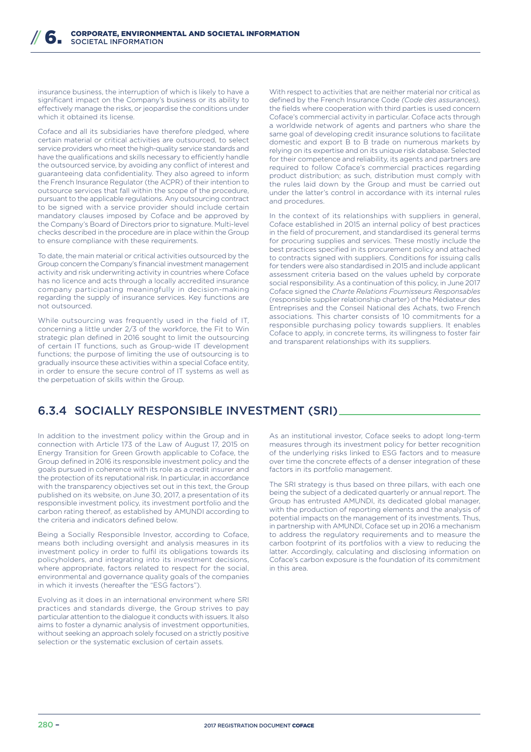insurance business, the interruption of which is likely to have a significant impact on the Company's business or its ability to effectively manage the risks, or jeopardise the conditions under which it obtained its license.

Coface and all its subsidiaries have therefore pledged, where certain material or critical activities are outsourced, to select service providers who meet the high-quality service standards and have the qualifications and skills necessary to efficiently handle the outsourced service, by avoiding any conflict of interest and guaranteeing data confidentiality. They also agreed to inform the French Insurance Regulator (the ACPR) of their intention to outsource services that fall within the scope of the procedure, pursuant to the applicable regulations. Any outsourcing contract to be signed with a service provider should include certain mandatory clauses imposed by Coface and be approved by the Company's Board of Directors prior to signature. Multi-level checks described in the procedure are in place within the Group to ensure compliance with these requirements.

To date, the main material or critical activities outsourced by the Group concern the Company's financial investment management activity and risk underwriting activity in countries where Coface has no licence and acts through a locally accredited insurance company participating meaningfully in decision-making regarding the supply of insurance services. Key functions are not outsourced.

While outsourcing was frequently used in the field of IT, concerning a little under 2/3 of the workforce, the Fit to Win strategic plan defined in 2016 sought to limit the outsourcing of certain IT functions, such as Group-wide IT development functions; the purpose of limiting the use of outsourcing is to gradually insource these activities within a special Coface entity, in order to ensure the secure control of IT systems as well as the perpetuation of skills within the Group.

With respect to activities that are neither material nor critical as defined by the French Insurance Code *(Code des assurances)*, the fields where cooperation with third parties is used concern Coface's commercial activity in particular. Coface acts through a worldwide network of agents and partners who share the same goal of developing credit insurance solutions to facilitate domestic and export B to B trade on numerous markets by relying on its expertise and on its unique risk database. Selected for their competence and reliability, its agents and partners are required to follow Coface's commercial practices regarding product distribution; as such, distribution must comply with the rules laid down by the Group and must be carried out under the latter's control in accordance with its internal rules and procedures.

In the context of its relationships with suppliers in general, Coface established in 2015 an internal policy of best practices in the field of procurement, and standardised its general terms for procuring supplies and services. These mostly include the best practices specified in its procurement policy and attached to contracts signed with suppliers. Conditions for issuing calls for tenders were also standardised in 2015 and include applicant assessment criteria based on the values upheld by corporate social responsibility. As a continuation of this policy, in June 2017 Coface signed the *Charte Relations Fournisseurs Responsables* (responsible supplier relationship charter) of the Médiateur des Entreprises and the Conseil National des Achats, two French associations. This charter consists of 10 commitments for a responsible purchasing policy towards suppliers. It enables Coface to apply, in concrete terms, its willingness to foster fair and transparent relationships with its suppliers.

## 6.3.4 SOCIALLY RESPONSIBLE INVESTMENT (SRI)

In addition to the investment policy within the Group and in connection with Article 173 of the Law of August 17, 2015 on Energy Transition for Green Growth applicable to Coface, the Group defined in 2016 its responsible investment policy and the goals pursued in coherence with its role as a credit insurer and the protection of its reputational risk. In particular, in accordance with the transparency objectives set out in this text, the Group published on its website, on June 30, 2017, a presentation of its responsible investment policy, its investment portfolio and the carbon rating thereof, as established by AMUNDI according to the criteria and indicators defined below.

Being a Socially Responsible Investor, according to Coface, means both including oversight and analysis measures in its investment policy in order to fulfil its obligations towards its policyholders, and integrating into its investment decisions, where appropriate, factors related to respect for the social, environmental and governance quality goals of the companies in which it invests (hereafter the "ESG factors").

Evolving as it does in an international environment where SRI practices and standards diverge, the Group strives to pay particular attention to the dialogue it conducts with issuers. It also aims to foster a dynamic analysis of investment opportunities, without seeking an approach solely focused on a strictly positive selection or the systematic exclusion of certain assets.

As an institutional investor, Coface seeks to adopt long-term measures through its investment policy for better recognition of the underlying risks linked to ESG factors and to measure over time the concrete effects of a denser integration of these factors in its portfolio management.

The SRI strategy is thus based on three pillars, with each one being the subject of a dedicated quarterly or annual report. The Group has entrusted AMUNDI, its dedicated global manager, with the production of reporting elements and the analysis of potential impacts on the management of its investments. Thus, in partnership with AMUNDI, Coface set up in 2016 a mechanism to address the regulatory requirements and to measure the carbon footprint of its portfolios with a view to reducing the latter. Accordingly, calculating and disclosing information on Coface's carbon exposure is the foundation of its commitment in this area.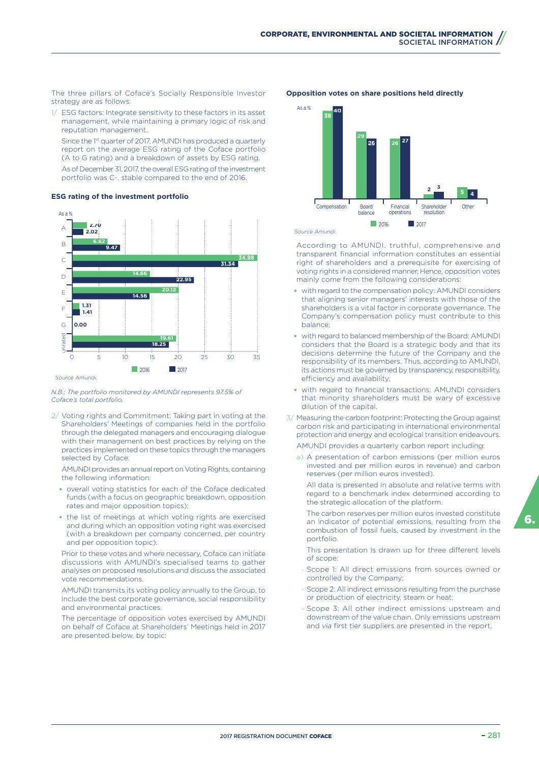The three pillars of Coface's Socially Responsible Investor strategy are as follows:

1/ ESG factors: Integrate sensitivity to these factors in its asset management, while maintaining a primary logic of risk and reputation management.

Since the 1st quarter of 2017, AMUNDI has produced a quarterly report on the average ESG rating of the Coface portfolio (A to G rating) and a breakdown of assets by ESG rating.

As of December 31, 2017, the overall ESG rating of the investment portfolio was C-, stable compared to the end of 2016.

**ESG rating of the investment portfolio**

As a %

| Rating | 2016 | 2017 |
|---|---|---|
| A | 2.70 | 2.02 |
| B | 6.62 | 9.47 |
| C | 34.98 | 31.34 |
| D | 14.66 | 22.95 |
| E | 20.12 | 14.56 |
| F | 1.31 | 1.41 |
| G | 0.00 | |
| Unrated | 19.61 | 18.25 |

*Source Amundi.*

*N.B.: The portfolio monitored by AMUNDI represents 97.5% of Coface's total portfolio.*

2/ Voting rights and Commitment: Taking part in voting at the Shareholders' Meetings of companies held in the portfolio through the delegated managers and encouraging dialogue with their management on best practices by relying on the practices implemented on these topics through the managers selected by Coface.

AMUNDI provides an annual report on Voting Rights, containing the following information:

- overall voting statistics for each of the Coface dedicated funds (with a focus on geographic breakdown, opposition rates and major opposition topics);
- the list of meetings at which voting rights are exercised and during which an opposition voting right was exercised (with a breakdown per company concerned, per country and per opposition topic).

Prior to these votes and where necessary, Coface can initiate discussions with AMUNDI's specialised teams to gather analyses on proposed resolutions and discuss the associated vote recommendations.

AMUNDI transmits its voting policy annually to the Group, to include the best corporate governance, social responsibility and environmental practices.

The percentage of opposition votes exercised by AMUNDI on behalf of Coface at Shareholders' Meetings held in 2017 are presented below, by topic:

**Opposition votes on share positions held directly**

As a %

| Topic | 2016 | 2017 |
|---|---|---|
| Compensation | 38 | 40 |
| Board balance | 29 | 26 |
| Financial operations | 26 | 27 |
| Shareholder resolution | 2 | 3 |
| Other | 5 | 4 |

*Source Amundi.*

According to AMUNDI, truthful, comprehensive and transparent financial information constitutes an essential right of shareholders and a prerequisite for exercising of voting rights in a considered manner. Hence, opposition votes mainly come from the following considerations:

- with regard to the compensation policy: AMUNDI considers that aligning senior managers' interests with those of the shareholders is a vital factor in corporate governance. The Company's compensation policy must contribute to this balance;
- with regard to balanced membership of the Board: AMUNDI considers that the Board is a strategic body and that its decisions determine the future of the Company and the responsibility of its members. Thus, according to AMUNDI, its actions must be governed by transparency, responsibility, efficiency and availability;
- with regard to financial transactions: AMUNDI considers that minority shareholders must be wary of excessive dilution of the capital.

3/ Measuring the carbon footprint: Protecting the Group against carbon risk and participating in international environmental protection and energy and ecological transition endeavours.

AMUNDI provides a quarterly carbon report including:

a) A presentation of carbon emissions (per million euros invested and per million euros in revenue) and carbon reserves (per million euros invested).

All data is presented in absolute and relative terms with regard to a benchmark index determined according to the strategic allocation of the platform.

The carbon reserves per million euros invested constitute an indicator of potential emissions, resulting from the combustion of fossil fuels, caused by investment in the portfolio.

This presentation is drawn up for three different levels of scope:

- Scope 1: All direct emissions from sources owned or controlled by the Company;
- Scope 2: All indirect emissions resulting from the purchase or production of electricity, steam or heat;
- Scope 3: All other indirect emissions upstream and downstream of the value chain. Only emissions upstream and *via* first tier suppliers are presented in the report.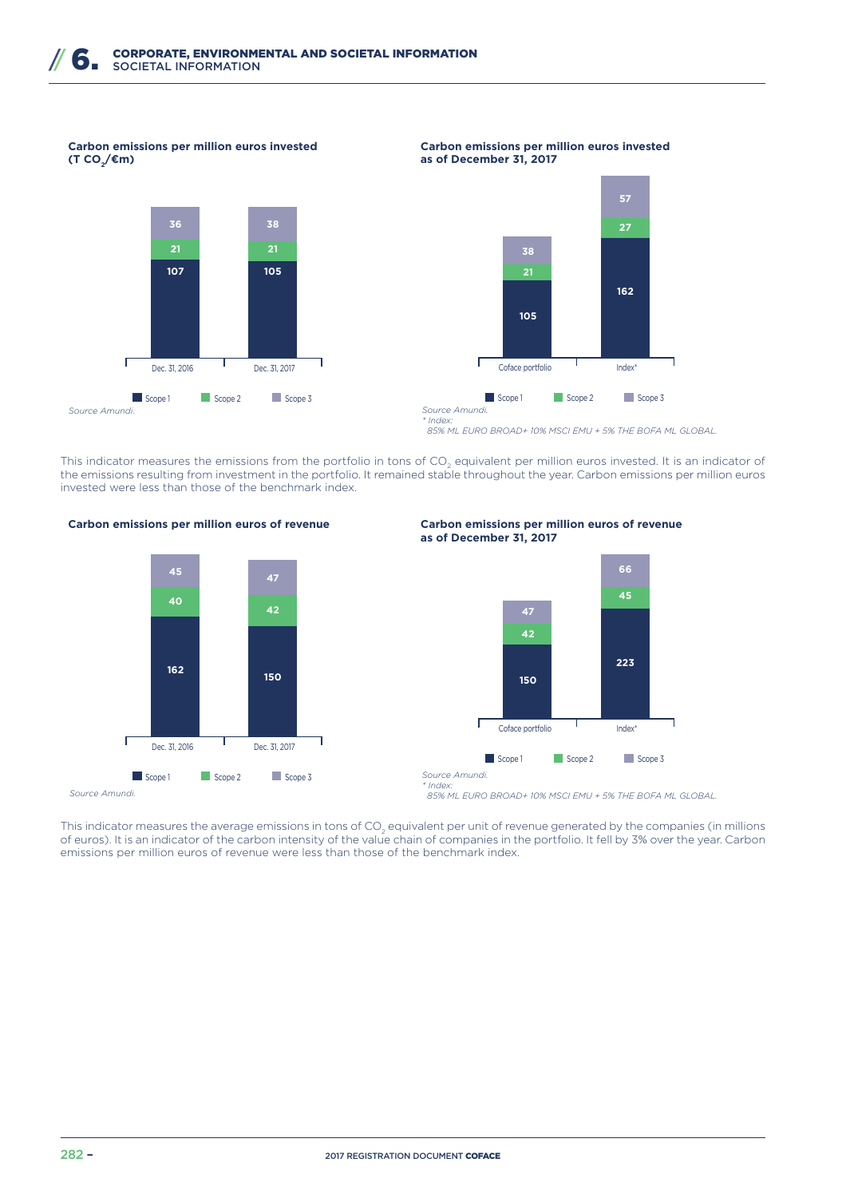**Carbon emissions per million euros invested ($T\ CO_2$/€m)**

| | Scope 1 | Scope 2 | Scope 3 |
|---|---|---|---|
| Dec. 31, 2016 | 107 | 21 | 36 |
| Dec. 31, 2017 | 105 | 21 | 38 |

*Source Amundi.*

**Carbon emissions per million euros invested as of December 31, 2017**

| | Scope 1 | Scope 2 | Scope 3 |
|---|---|---|---|
| Coface portfolio | 105 | 21 | 38 |
| Index* | 162 | 27 | 57 |

*Source Amundi.*
*\* Index:*
*85% ML EURO BROAD+ 10% MSCI EMU + 5% THE BOFA ML GLOBAL.*

This indicator measures the emissions from the portfolio in tons of $CO_2$ equivalent per million euros invested. It is an indicator of the emissions resulting from investment in the portfolio. It remained stable throughout the year. Carbon emissions per million euros invested were less than those of the benchmark index.

**Carbon emissions per million euros of revenue**

| | Scope 1 | Scope 2 | Scope 3 |
|---|---|---|---|
| Dec. 31, 2016 | 162 | 40 | 45 |
| Dec. 31, 2017 | 150 | 42 | 47 |

*Source Amundi.*

**Carbon emissions per million euros of revenue as of December 31, 2017**

| | Scope 1 | Scope 2 | Scope 3 |
|---|---|---|---|
| Coface portfolio | 150 | 42 | 47 |
| Index* | 223 | 45 | 66 |

*Source Amundi.*
*\* Index:*
*85% ML EURO BROAD+ 10% MSCI EMU + 5% THE BOFA ML GLOBAL.*

This indicator measures the average emissions in tons of $CO_2$ equivalent per unit of revenue generated by the companies (in millions of euros). It is an indicator of the carbon intensity of the value chain of companies in the portfolio. It fell by 3% over the year. Carbon emissions per million euros of revenue were less than those of the benchmark index.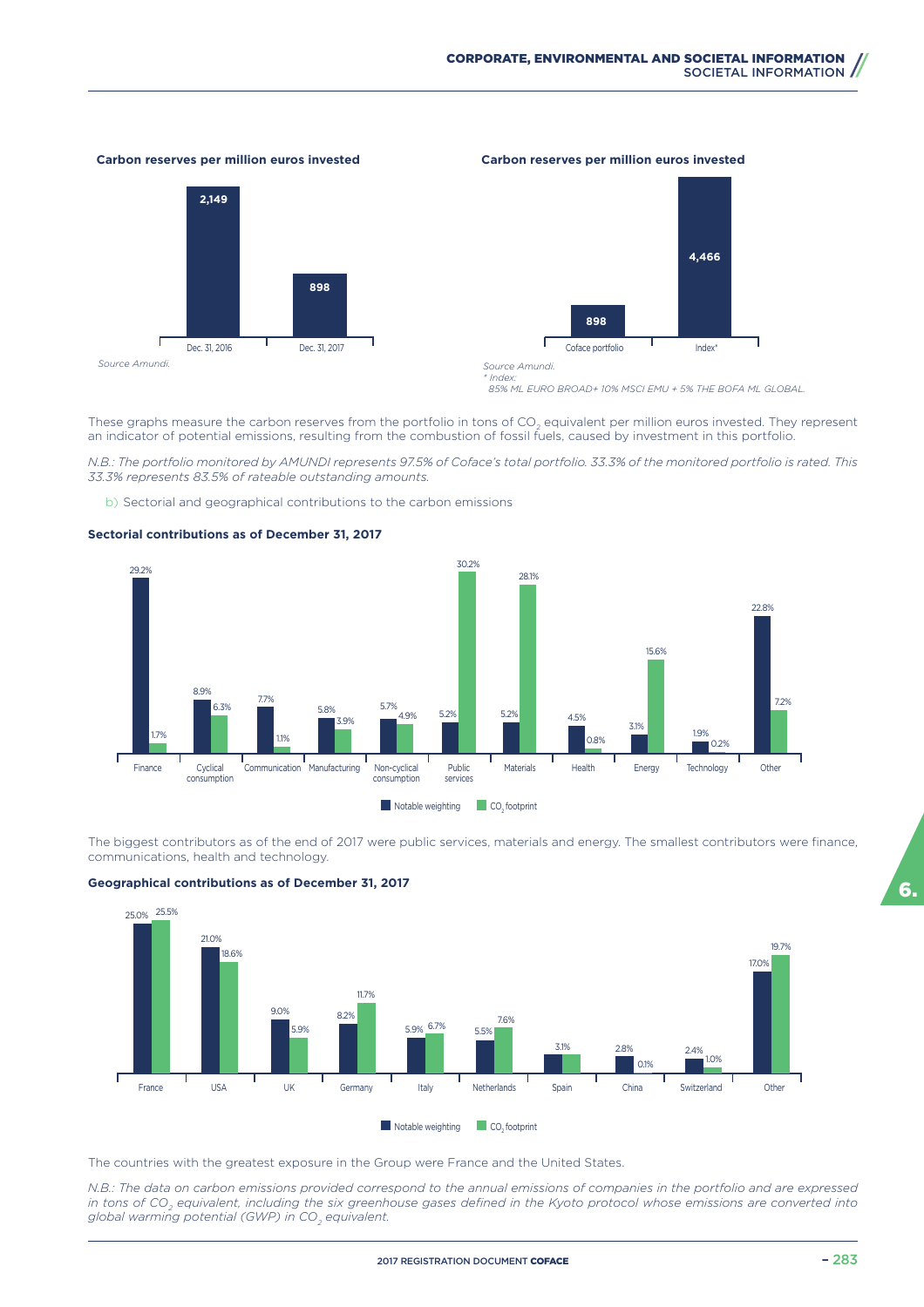**Carbon reserves per million euros invested**

| | Dec. 31, 2016 | Dec. 31, 2017 |
|---|---|---|
| Carbon reserves per million euros invested | 2,149 | 898 |

*Source Amundi.*

**Carbon reserves per million euros invested**

| | Coface portfolio | Index* |
|---|---|---|
| Carbon reserves per million euros invested | 898 | 4,466 |

*Source Amundi.*
*\* Index:*
*85% ML EURO BROAD+ 10% MSCI EMU + 5% THE BOFA ML GLOBAL.*

These graphs measure the carbon reserves from the portfolio in tons of $CO_2$ equivalent per million euros invested. They represent an indicator of potential emissions, resulting from the combustion of fossil fuels, caused by investment in this portfolio.

*N.B.: The portfolio monitored by AMUNDI represents 97.5% of Coface's total portfolio. 33.3% of the monitored portfolio is rated. This 33.3% represents 83.5% of rateable outstanding amounts.*

b) Sectorial and geographical contributions to the carbon emissions

**Sectorial contributions as of December 31, 2017**

| Sector | Notable weighting | $CO_2$ footprint |
|---|---|---|
| Finance | 29.2% | 1.7% |
| Cyclical consumption | 8.9% | 6.3% |
| Communication | 7.7% | 1.1% |
| Manufacturing | 5.8% | 3.9% |
| Non-cyclical consumption | 5.7% | 4.9% |
| Public services | 5.2% | 30.2% |
| Materials | 5.2% | 28.1% |
| Health | 4.5% | 0.8% |
| Energy | 3.1% | 15.6% |
| Technology | 1.9% | 0.2% |
| Other | 22.8% | 7.2% |

The biggest contributors as of the end of 2017 were public services, materials and energy. The smallest contributors were finance, communications, health and technology.

**Geographical contributions as of December 31, 2017**

| Country | Notable weighting | $CO_2$ footprint |
|---|---|---|
| France | 25.0% | 25.5% |
| USA | 21.0% | 18.6% |
| UK | 9.0% | 5.9% |
| Germany | 8.2% | 11.7% |
| Italy | 5.9% | 6.7% |
| Netherlands | 5.5% | 7.6% |
| Spain | 3.1% | |
| China | 2.8% | 0.1% |
| Switzerland | 2.4% | 1.0% |
| Other | 17.0% | 19.7% |

The countries with the greatest exposure in the Group were France and the United States.

*N.B.: The data on carbon emissions provided correspond to the annual emissions of companies in the portfolio and are expressed in tons of $CO_2$ equivalent, including the six greenhouse gases defined in the Kyoto protocol whose emissions are converted into global warming potential (GWP) in $CO_2$ equivalent.*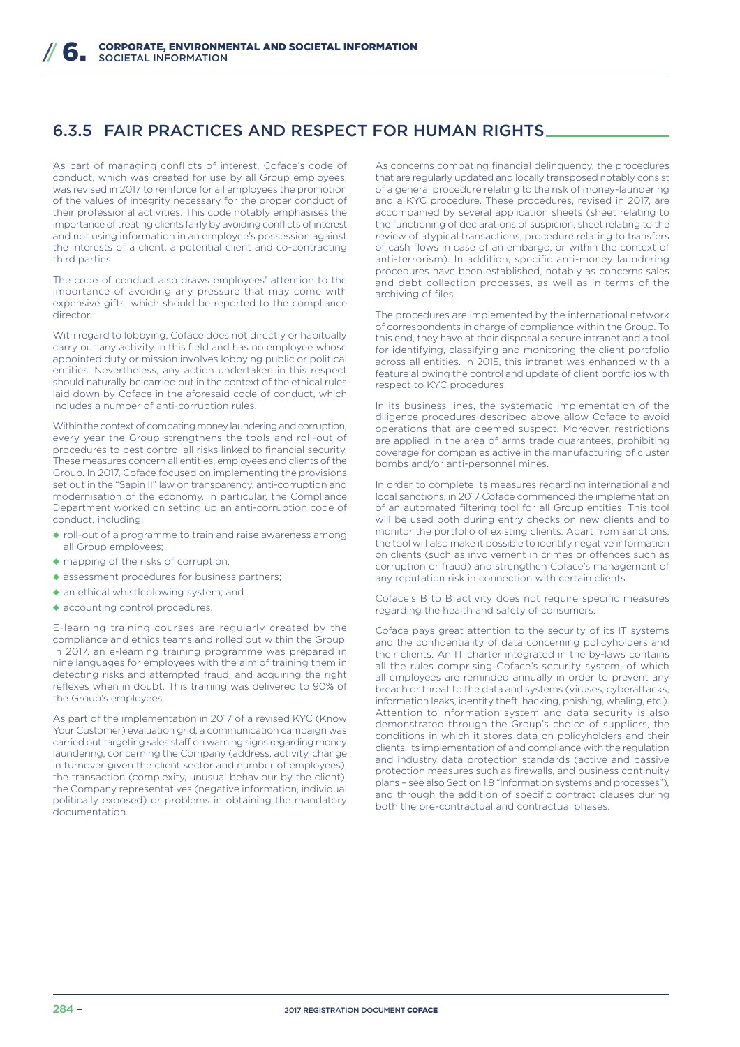## 6.3.5 FAIR PRACTICES AND RESPECT FOR HUMAN RIGHTS

As part of managing conflicts of interest, Coface's code of conduct, which was created for use by all Group employees, was revised in 2017 to reinforce for all employees the promotion of the values of integrity necessary for the proper conduct of their professional activities. This code notably emphasises the importance of treating clients fairly by avoiding conflicts of interest and not using information in an employee's possession against the interests of a client, a potential client and co-contracting third parties.

The code of conduct also draws employees' attention to the importance of avoiding any pressure that may come with expensive gifts, which should be reported to the compliance director.

With regard to lobbying, Coface does not directly or habitually carry out any activity in this field and has no employee whose appointed duty or mission involves lobbying public or political entities. Nevertheless, any action undertaken in this respect should naturally be carried out in the context of the ethical rules laid down by Coface in the aforesaid code of conduct, which includes a number of anti-corruption rules.

Within the context of combating money laundering and corruption, every year the Group strengthens the tools and roll-out of procedures to best control all risks linked to financial security. These measures concern all entities, employees and clients of the Group. In 2017, Coface focused on implementing the provisions set out in the "Sapin II" law on transparency, anti-corruption and modernisation of the economy. In particular, the Compliance Department worked on setting up an anti-corruption code of conduct, including:

- roll-out of a programme to train and raise awareness among all Group employees;
- mapping of the risks of corruption;
- assessment procedures for business partners;
- an ethical whistleblowing system; and
- accounting control procedures.

E-learning training courses are regularly created by the compliance and ethics teams and rolled out within the Group. In 2017, an e-learning training programme was prepared in nine languages for employees with the aim of training them in detecting risks and attempted fraud, and acquiring the right reflexes when in doubt. This training was delivered to 90% of the Group's employees.

As part of the implementation in 2017 of a revised KYC (Know Your Customer) evaluation grid, a communication campaign was carried out targeting sales staff on warning signs regarding money laundering, concerning the Company (address, activity, change in turnover given the client sector and number of employees), the transaction (complexity, unusual behaviour by the client), the Company representatives (negative information, individual politically exposed) or problems in obtaining the mandatory documentation.

As concerns combating financial delinquency, the procedures that are regularly updated and locally transposed notably consist of a general procedure relating to the risk of money-laundering and a KYC procedure. These procedures, revised in 2017, are accompanied by several application sheets (sheet relating to the functioning of declarations of suspicion, sheet relating to the review of atypical transactions, procedure relating to transfers of cash flows in case of an embargo, or within the context of anti-terrorism). In addition, specific anti-money laundering procedures have been established, notably as concerns sales and debt collection processes, as well as in terms of the archiving of files.

The procedures are implemented by the international network of correspondents in charge of compliance within the Group. To this end, they have at their disposal a secure intranet and a tool for identifying, classifying and monitoring the client portfolio across all entities. In 2015, this intranet was enhanced with a feature allowing the control and update of client portfolios with respect to KYC procedures.

In its business lines, the systematic implementation of the diligence procedures described above allow Coface to avoid operations that are deemed suspect. Moreover, restrictions are applied in the area of arms trade guarantees, prohibiting coverage for companies active in the manufacturing of cluster bombs and/or anti-personnel mines.

In order to complete its measures regarding international and local sanctions, in 2017 Coface commenced the implementation of an automated filtering tool for all Group entities. This tool will be used both during entry checks on new clients and to monitor the portfolio of existing clients. Apart from sanctions, the tool will also make it possible to identify negative information on clients (such as involvement in crimes or offences such as corruption or fraud) and strengthen Coface's management of any reputation risk in connection with certain clients.

Coface's B to B activity does not require specific measures regarding the health and safety of consumers.

Coface pays great attention to the security of its IT systems and the confidentiality of data concerning policyholders and their clients. An IT charter integrated in the by-laws contains all the rules comprising Coface's security system, of which all employees are reminded annually in order to prevent any breach or threat to the data and systems (viruses, cyberattacks, information leaks, identity theft, hacking, phishing, whaling, etc.). Attention to information system and data security is also demonstrated through the Group's choice of suppliers, the conditions in which it stores data on policyholders and their clients, its implementation of and compliance with the regulation and industry data protection standards (active and passive protection measures such as firewalls, and business continuity plans – see also Section 1.8 "Information systems and processes"), and through the addition of specific contract clauses during both the pre-contractual and contractual phases.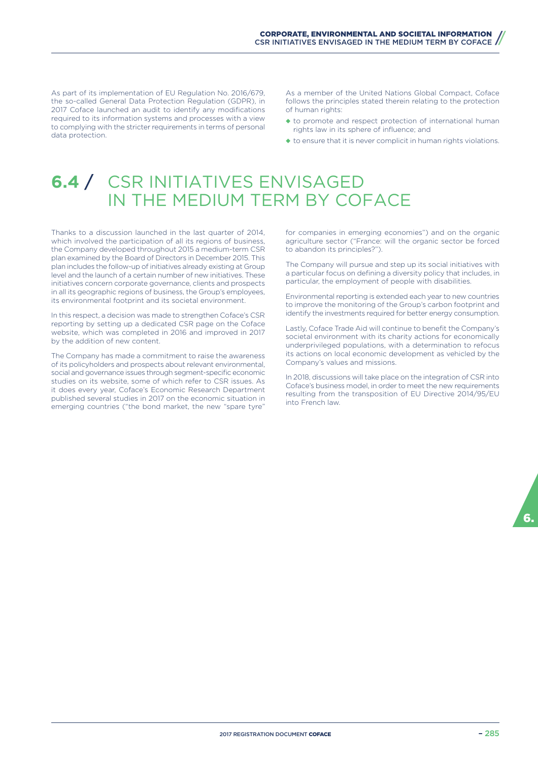As part of its implementation of EU Regulation No. 2016/679, the so-called General Data Protection Regulation (GDPR), in 2017 Coface launched an audit to identify any modifications required to its information systems and processes with a view to complying with the stricter requirements in terms of personal data protection.

As a member of the United Nations Global Compact, Coface follows the principles stated therein relating to the protection of human rights:

- to promote and respect protection of international human rights law in its sphere of influence; and
- to ensure that it is never complicit in human rights violations.

# 6.4 / CSR INITIATIVES ENVISAGED IN THE MEDIUM TERM BY COFACE

Thanks to a discussion launched in the last quarter of 2014, which involved the participation of all its regions of business, the Company developed throughout 2015 a medium-term CSR plan examined by the Board of Directors in December 2015. This plan includes the follow-up of initiatives already existing at Group level and the launch of a certain number of new initiatives. These initiatives concern corporate governance, clients and prospects in all its geographic regions of business, the Group's employees, its environmental footprint and its societal environment.

In this respect, a decision was made to strengthen Coface's CSR reporting by setting up a dedicated CSR page on the Coface website, which was completed in 2016 and improved in 2017 by the addition of new content.

The Company has made a commitment to raise the awareness of its policyholders and prospects about relevant environmental, social and governance issues through segment-specific economic studies on its website, some of which refer to CSR issues. As it does every year, Coface's Economic Research Department published several studies in 2017 on the economic situation in emerging countries ("the bond market, the new "spare tyre" for companies in emerging economies") and on the organic agriculture sector ("France: will the organic sector be forced to abandon its principles?").

The Company will pursue and step up its social initiatives with a particular focus on defining a diversity policy that includes, in particular, the employment of people with disabilities.

Environmental reporting is extended each year to new countries to improve the monitoring of the Group's carbon footprint and identify the investments required for better energy consumption.

Lastly, Coface Trade Aid will continue to benefit the Company's societal environment with its charity actions for economically underprivileged populations, with a determination to refocus its actions on local economic development as vehicled by the Company's values and missions.

In 2018, discussions will take place on the integration of CSR into Coface's business model, in order to meet the new requirements resulting from the transposition of EU Directive 2014/95/EU into French law.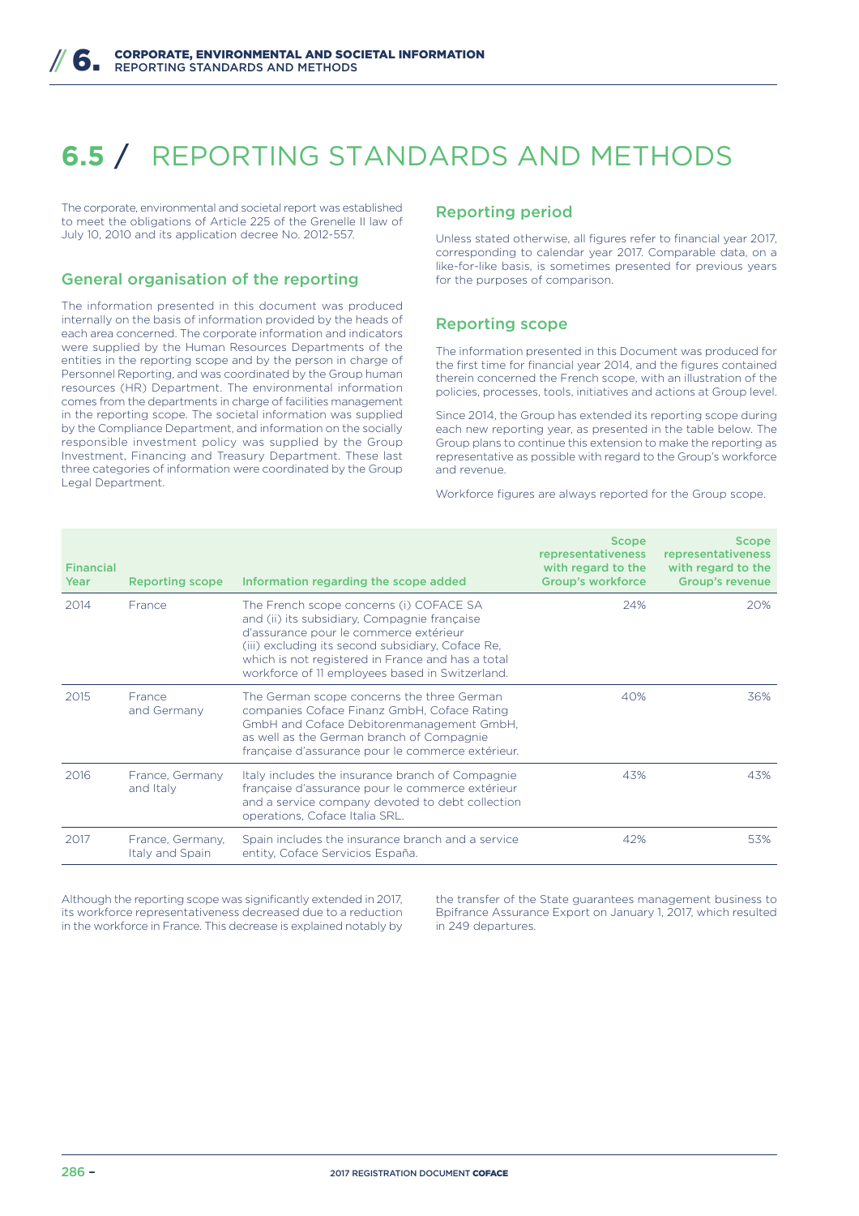# 6.5 / REPORTING STANDARDS AND METHODS

The corporate, environmental and societal report was established to meet the obligations of Article 225 of the Grenelle II law of July 10, 2010 and its application decree No. 2012-557.

## General organisation of the reporting

The information presented in this document was produced internally on the basis of information provided by the heads of each area concerned. The corporate information and indicators were supplied by the Human Resources Departments of the entities in the reporting scope and by the person in charge of Personnel Reporting, and was coordinated by the Group human resources (HR) Department. The environmental information comes from the departments in charge of facilities management in the reporting scope. The societal information was supplied by the Compliance Department, and information on the socially responsible investment policy was supplied by the Group Investment, Financing and Treasury Department. These last three categories of information were coordinated by the Group Legal Department.

## Reporting period

Unless stated otherwise, all figures refer to financial year 2017, corresponding to calendar year 2017. Comparable data, on a like-for-like basis, is sometimes presented for previous years for the purposes of comparison.

## Reporting scope

The information presented in this Document was produced for the first time for financial year 2014, and the figures contained therein concerned the French scope, with an illustration of the policies, processes, tools, initiatives and actions at Group level.

Since 2014, the Group has extended its reporting scope during each new reporting year, as presented in the table below. The Group plans to continue this extension to make the reporting as representative as possible with regard to the Group's workforce and revenue.

Workforce figures are always reported for the Group scope.

| Financial Year | Reporting scope | Information regarding the scope added | Scope representativeness with regard to the Group's workforce | Scope representativeness with regard to the Group's revenue |
|---|---|---|---|---|
| 2014 | France | The French scope concerns (i) COFACE SA and (ii) its subsidiary, Compagnie française d'assurance pour le commerce extérieur (iii) excluding its second subsidiary, Coface Re, which is not registered in France and has a total workforce of 11 employees based in Switzerland. | 24% | 20% |
| 2015 | France and Germany | The German scope concerns the three German companies Coface Finanz GmbH, Coface Rating GmbH and Coface Debitorenmanagement GmbH, as well as the German branch of Compagnie française d'assurance pour le commerce extérieur. | 40% | 36% |
| 2016 | France, Germany and Italy | Italy includes the insurance branch of Compagnie française d'assurance pour le commerce extérieur and a service company devoted to debt collection operations, Coface Italia SRL. | 43% | 43% |
| 2017 | France, Germany, Italy and Spain | Spain includes the insurance branch and a service entity, Coface Servicios España. | 42% | 53% |

Although the reporting scope was significantly extended in 2017, its workforce representativeness decreased due to a reduction in the workforce in France. This decrease is explained notably by the transfer of the State guarantees management business to Bpifrance Assurance Export on January 1, 2017, which resulted in 249 departures.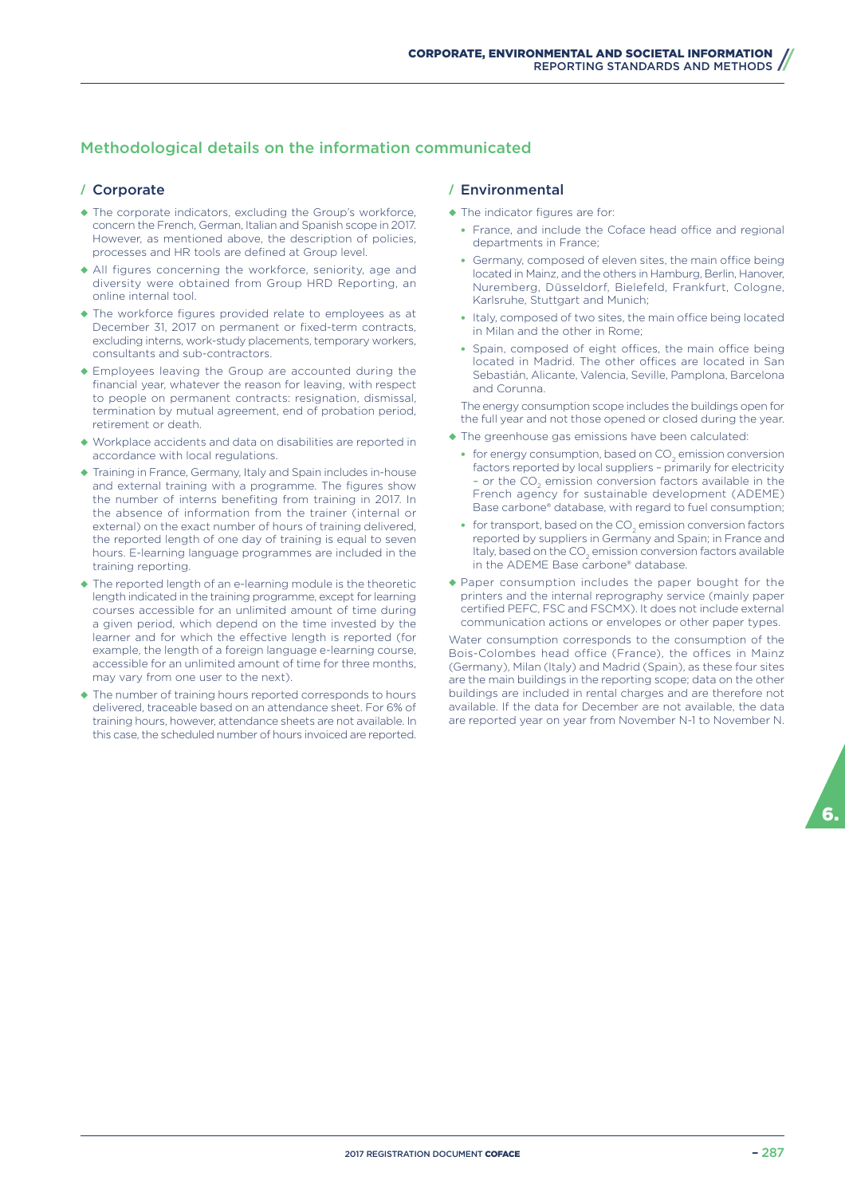## Methodological details on the information communicated

### / Corporate

- The corporate indicators, excluding the Group's workforce, concern the French, German, Italian and Spanish scope in 2017. However, as mentioned above, the description of policies, processes and HR tools are defined at Group level.
- All figures concerning the workforce, seniority, age and diversity were obtained from Group HRD Reporting, an online internal tool.
- The workforce figures provided relate to employees as at December 31, 2017 on permanent or fixed-term contracts, excluding interns, work-study placements, temporary workers, consultants and sub-contractors.
- Employees leaving the Group are accounted during the financial year, whatever the reason for leaving, with respect to people on permanent contracts: resignation, dismissal, termination by mutual agreement, end of probation period, retirement or death.
- Workplace accidents and data on disabilities are reported in accordance with local regulations.
- Training in France, Germany, Italy and Spain includes in-house and external training with a programme. The figures show the number of interns benefiting from training in 2017. In the absence of information from the trainer (internal or external) on the exact number of hours of training delivered, the reported length of one day of training is equal to seven hours. E-learning language programmes are included in the training reporting.
- The reported length of an e-learning module is the theoretic length indicated in the training programme, except for learning courses accessible for an unlimited amount of time during a given period, which depend on the time invested by the learner and for which the effective length is reported (for example, the length of a foreign language e-learning course, accessible for an unlimited amount of time for three months, may vary from one user to the next).
- The number of training hours reported corresponds to hours delivered, traceable based on an attendance sheet. For 6% of training hours, however, attendance sheets are not available. In this case, the scheduled number of hours invoiced are reported.

### / Environmental

- The indicator figures are for:
  - France, and include the Coface head office and regional departments in France;
  - Germany, composed of eleven sites, the main office being located in Mainz, and the others in Hamburg, Berlin, Hanover, Nuremberg, Düsseldorf, Bielefeld, Frankfurt, Cologne, Karlsruhe, Stuttgart and Munich;
  - Italy, composed of two sites, the main office being located in Milan and the other in Rome;
  - Spain, composed of eight offices, the main office being located in Madrid. The other offices are located in San Sebastián, Alicante, Valencia, Seville, Pamplona, Barcelona and Corunna.

  The energy consumption scope includes the buildings open for the full year and not those opened or closed during the year.
- The greenhouse gas emissions have been calculated:
  - for energy consumption, based on $CO_2$ emission conversion factors reported by local suppliers – primarily for electricity – or the $CO_2$ emission conversion factors available in the French agency for sustainable development (ADEME) Base carbone® database, with regard to fuel consumption;
  - for transport, based on the $CO_2$ emission conversion factors reported by suppliers in Germany and Spain; in France and Italy, based on the $CO_2$ emission conversion factors available in the ADEME Base carbone® database.
- Paper consumption includes the paper bought for the printers and the internal reprography service (mainly paper certified PEFC, FSC and FSCMX). It does not include external communication actions or envelopes or other paper types.

Water consumption corresponds to the consumption of the Bois-Colombes head office (France), the offices in Mainz (Germany), Milan (Italy) and Madrid (Spain), as these four sites are the main buildings in the reporting scope; data on the other buildings are included in rental charges and are therefore not available. If the data for December are not available, the data are reported year on year from November N-1 to November N.